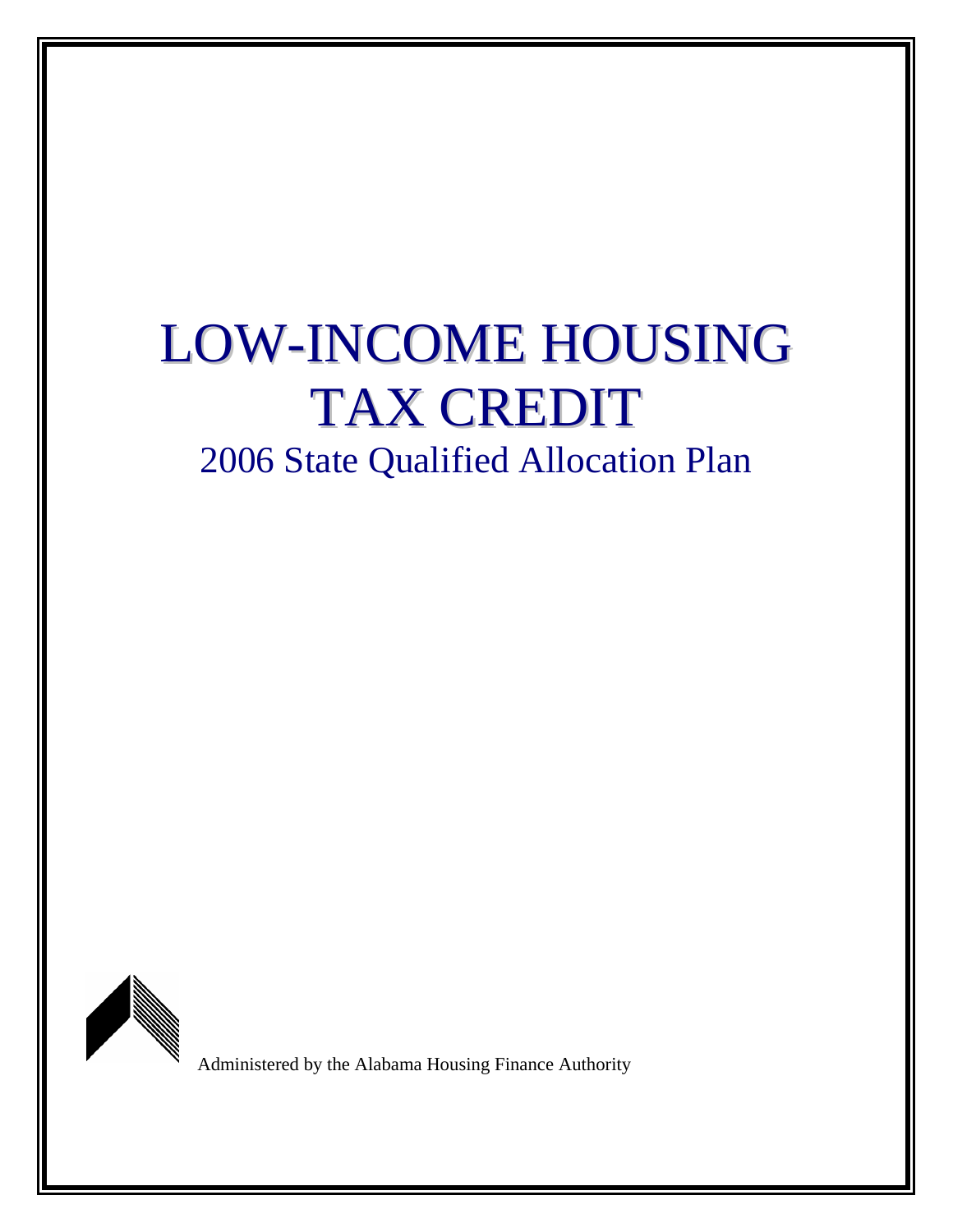# LOW-INCOME HOUSING TAX CREDIT

## 2006 State Qualified Allocation Plan

Administered by the Alabama Housing Finance Authority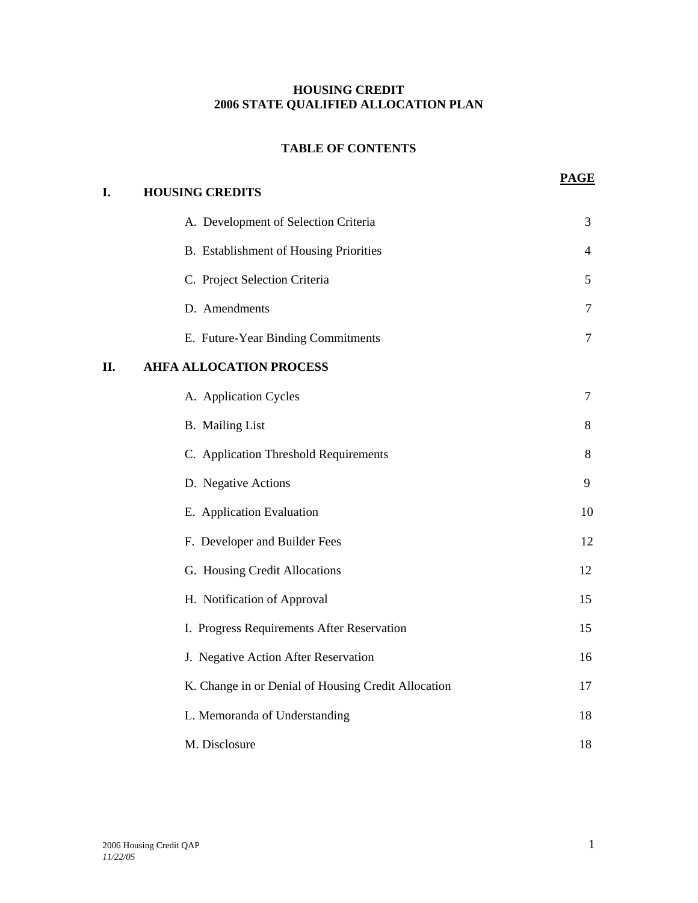**HOUSING CREDIT**
**2006 STATE QUALIFIED ALLOCATION PLAN**

**TABLE OF CONTENTS**

| | | **PAGE** |
|---|---|---|
| **I.** | **HOUSING CREDITS** | |
| | A. Development of Selection Criteria | 3 |
| | B. Establishment of Housing Priorities | 4 |
| | C. Project Selection Criteria | 5 |
| | D. Amendments | 7 |
| | E. Future-Year Binding Commitments | 7 |
| **II.** | **AHFA ALLOCATION PROCESS** | |
| | A. Application Cycles | 7 |
| | B. Mailing List | 8 |
| | C. Application Threshold Requirements | 8 |
| | D. Negative Actions | 9 |
| | E. Application Evaluation | 10 |
| | F. Developer and Builder Fees | 12 |
| | G. Housing Credit Allocations | 12 |
| | H. Notification of Approval | 15 |
| | I. Progress Requirements After Reservation | 15 |
| | J. Negative Action After Reservation | 16 |
| | K. Change in or Denial of Housing Credit Allocation | 17 |
| | L. Memoranda of Understanding | 18 |
| | M. Disclosure | 18 |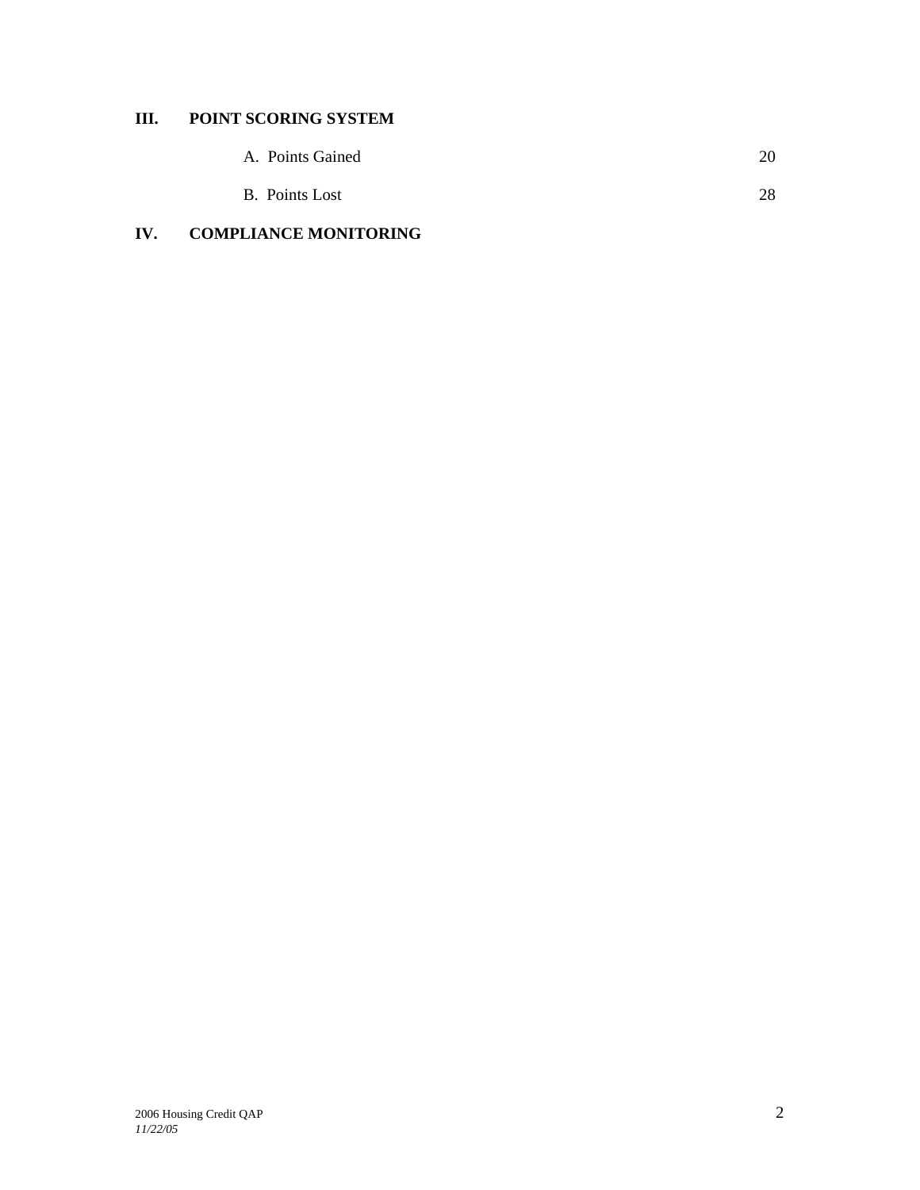**III. POINT SCORING SYSTEM**

A. Points Gained 20

B. Points Lost 28

**IV. COMPLIANCE MONITORING**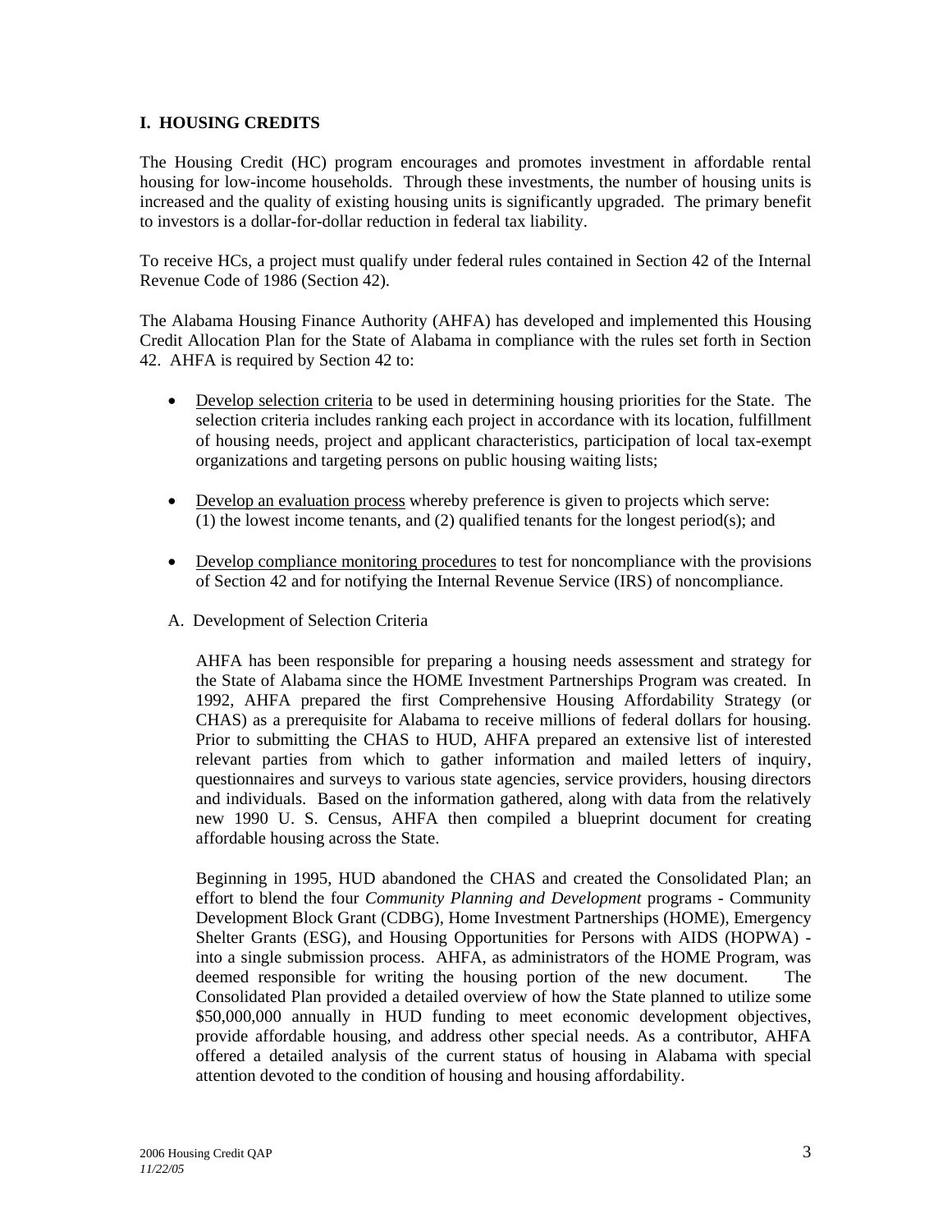## I. HOUSING CREDITS

The Housing Credit (HC) program encourages and promotes investment in affordable rental housing for low-income households. Through these investments, the number of housing units is increased and the quality of existing housing units is significantly upgraded. The primary benefit to investors is a dollar-for-dollar reduction in federal tax liability.

To receive HCs, a project must qualify under federal rules contained in Section 42 of the Internal Revenue Code of 1986 (Section 42).

The Alabama Housing Finance Authority (AHFA) has developed and implemented this Housing Credit Allocation Plan for the State of Alabama in compliance with the rules set forth in Section 42. AHFA is required by Section 42 to:

- Develop selection criteria to be used in determining housing priorities for the State. The selection criteria includes ranking each project in accordance with its location, fulfillment of housing needs, project and applicant characteristics, participation of local tax-exempt organizations and targeting persons on public housing waiting lists;

- Develop an evaluation process whereby preference is given to projects which serve: (1) the lowest income tenants, and (2) qualified tenants for the longest period(s); and

- Develop compliance monitoring procedures to test for noncompliance with the provisions of Section 42 and for notifying the Internal Revenue Service (IRS) of noncompliance.

A. Development of Selection Criteria

AHFA has been responsible for preparing a housing needs assessment and strategy for the State of Alabama since the HOME Investment Partnerships Program was created. In 1992, AHFA prepared the first Comprehensive Housing Affordability Strategy (or CHAS) as a prerequisite for Alabama to receive millions of federal dollars for housing. Prior to submitting the CHAS to HUD, AHFA prepared an extensive list of interested relevant parties from which to gather information and mailed letters of inquiry, questionnaires and surveys to various state agencies, service providers, housing directors and individuals. Based on the information gathered, along with data from the relatively new 1990 U. S. Census, AHFA then compiled a blueprint document for creating affordable housing across the State.

Beginning in 1995, HUD abandoned the CHAS and created the Consolidated Plan; an effort to blend the four *Community Planning and Development* programs - Community Development Block Grant (CDBG), Home Investment Partnerships (HOME), Emergency Shelter Grants (ESG), and Housing Opportunities for Persons with AIDS (HOPWA) - into a single submission process. AHFA, as administrators of the HOME Program, was deemed responsible for writing the housing portion of the new document. The Consolidated Plan provided a detailed overview of how the State planned to utilize some $50,000,000 annually in HUD funding to meet economic development objectives, provide affordable housing, and address other special needs. As a contributor, AHFA offered a detailed analysis of the current status of housing in Alabama with special attention devoted to the condition of housing and housing affordability.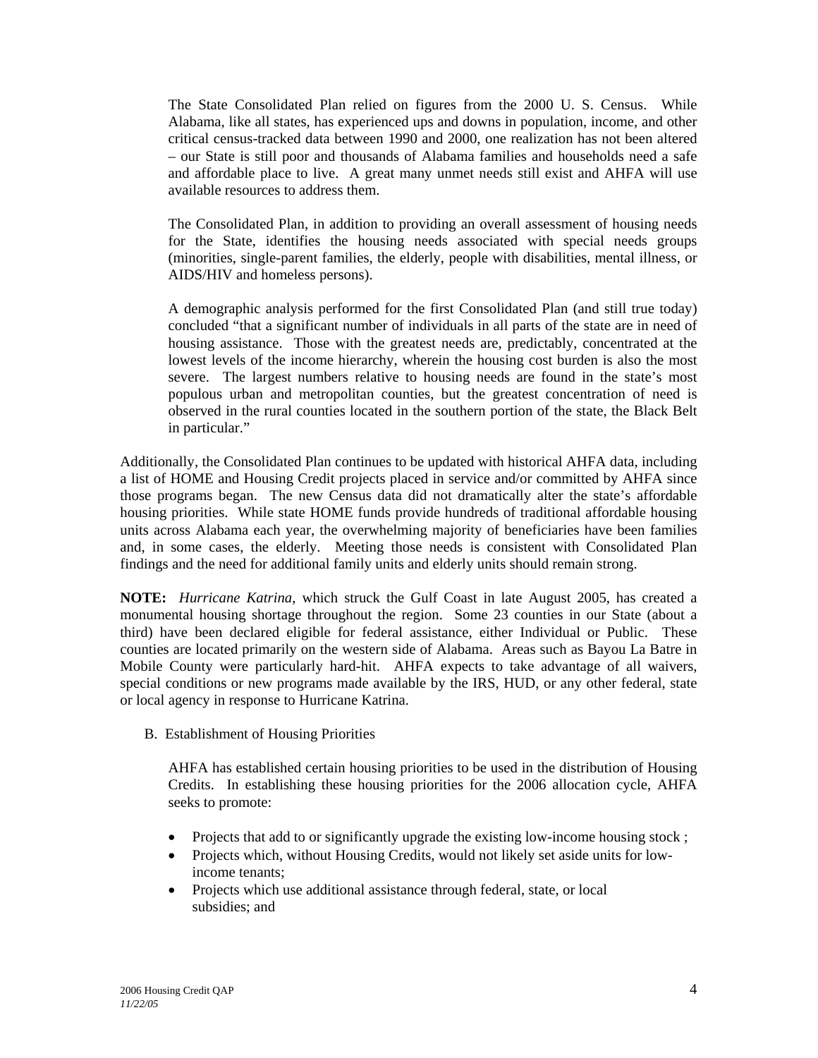The State Consolidated Plan relied on figures from the 2000 U. S. Census. While Alabama, like all states, has experienced ups and downs in population, income, and other critical census-tracked data between 1990 and 2000, one realization has not been altered – our State is still poor and thousands of Alabama families and households need a safe and affordable place to live. A great many unmet needs still exist and AHFA will use available resources to address them.

The Consolidated Plan, in addition to providing an overall assessment of housing needs for the State, identifies the housing needs associated with special needs groups (minorities, single-parent families, the elderly, people with disabilities, mental illness, or AIDS/HIV and homeless persons).

A demographic analysis performed for the first Consolidated Plan (and still true today) concluded "that a significant number of individuals in all parts of the state are in need of housing assistance. Those with the greatest needs are, predictably, concentrated at the lowest levels of the income hierarchy, wherein the housing cost burden is also the most severe. The largest numbers relative to housing needs are found in the state's most populous urban and metropolitan counties, but the greatest concentration of need is observed in the rural counties located in the southern portion of the state, the Black Belt in particular."

Additionally, the Consolidated Plan continues to be updated with historical AHFA data, including a list of HOME and Housing Credit projects placed in service and/or committed by AHFA since those programs began. The new Census data did not dramatically alter the state's affordable housing priorities. While state HOME funds provide hundreds of traditional affordable housing units across Alabama each year, the overwhelming majority of beneficiaries have been families and, in some cases, the elderly. Meeting those needs is consistent with Consolidated Plan findings and the need for additional family units and elderly units should remain strong.

**NOTE:** *Hurricane Katrina*, which struck the Gulf Coast in late August 2005, has created a monumental housing shortage throughout the region. Some 23 counties in our State (about a third) have been declared eligible for federal assistance, either Individual or Public. These counties are located primarily on the western side of Alabama. Areas such as Bayou La Batre in Mobile County were particularly hard-hit. AHFA expects to take advantage of all waivers, special conditions or new programs made available by the IRS, HUD, or any other federal, state or local agency in response to Hurricane Katrina.

B. Establishment of Housing Priorities

AHFA has established certain housing priorities to be used in the distribution of Housing Credits. In establishing these housing priorities for the 2006 allocation cycle, AHFA seeks to promote:

- Projects that add to or significantly upgrade the existing low-income housing stock ;
- Projects which, without Housing Credits, would not likely set aside units for low-income tenants;
- Projects which use additional assistance through federal, state, or local subsidies; and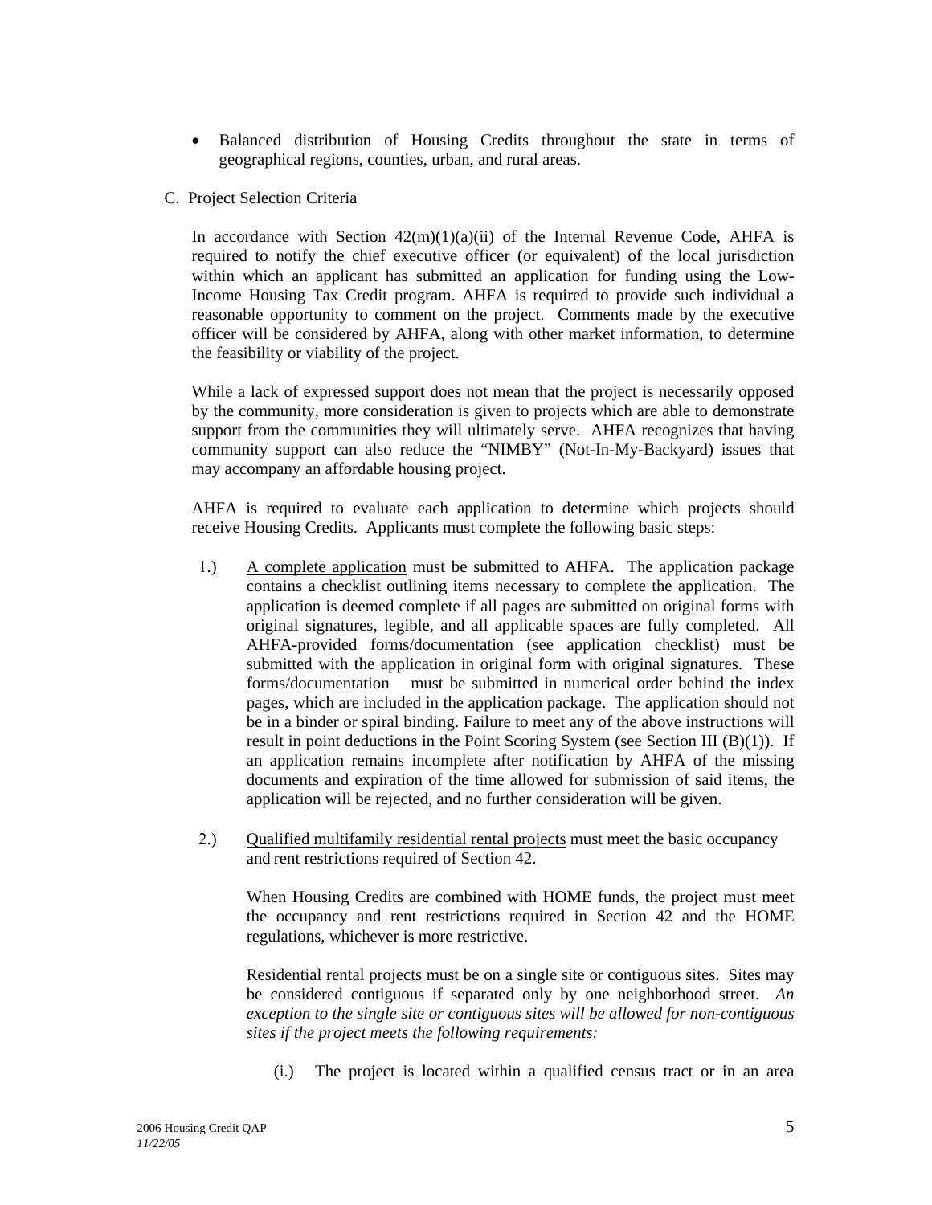- Balanced distribution of Housing Credits throughout the state in terms of geographical regions, counties, urban, and rural areas.

C. Project Selection Criteria

In accordance with Section 42(m)(1)(a)(ii) of the Internal Revenue Code, AHFA is required to notify the chief executive officer (or equivalent) of the local jurisdiction within which an applicant has submitted an application for funding using the Low-Income Housing Tax Credit program. AHFA is required to provide such individual a reasonable opportunity to comment on the project. Comments made by the executive officer will be considered by AHFA, along with other market information, to determine the feasibility or viability of the project.

While a lack of expressed support does not mean that the project is necessarily opposed by the community, more consideration is given to projects which are able to demonstrate support from the communities they will ultimately serve. AHFA recognizes that having community support can also reduce the "NIMBY" (Not-In-My-Backyard) issues that may accompany an affordable housing project.

AHFA is required to evaluate each application to determine which projects should receive Housing Credits. Applicants must complete the following basic steps:

1.) A complete application must be submitted to AHFA. The application package contains a checklist outlining items necessary to complete the application. The application is deemed complete if all pages are submitted on original forms with original signatures, legible, and all applicable spaces are fully completed. All AHFA-provided forms/documentation (see application checklist) must be submitted with the application in original form with original signatures. These forms/documentation must be submitted in numerical order behind the index pages, which are included in the application package. The application should not be in a binder or spiral binding. Failure to meet any of the above instructions will result in point deductions in the Point Scoring System (see Section III (B)(1)). If an application remains incomplete after notification by AHFA of the missing documents and expiration of the time allowed for submission of said items, the application will be rejected, and no further consideration will be given.

2.) Qualified multifamily residential rental projects must meet the basic occupancy and rent restrictions required of Section 42.

When Housing Credits are combined with HOME funds, the project must meet the occupancy and rent restrictions required in Section 42 and the HOME regulations, whichever is more restrictive.

Residential rental projects must be on a single site or contiguous sites. Sites may be considered contiguous if separated only by one neighborhood street. *An exception to the single site or contiguous sites will be allowed for non-contiguous sites if the project meets the following requirements:*

(i.) The project is located within a qualified census tract or in an area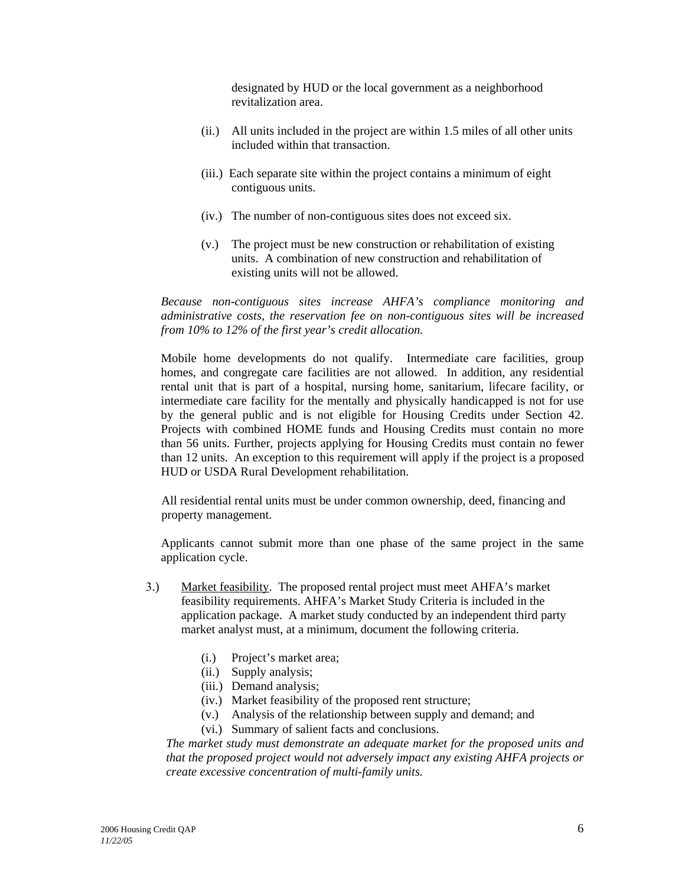designated by HUD or the local government as a neighborhood revitalization area.

(ii.) All units included in the project are within 1.5 miles of all other units included within that transaction.

(iii.) Each separate site within the project contains a minimum of eight contiguous units.

(iv.) The number of non-contiguous sites does not exceed six.

(v.) The project must be new construction or rehabilitation of existing units. A combination of new construction and rehabilitation of existing units will not be allowed.

*Because non-contiguous sites increase AHFA's compliance monitoring and administrative costs, the reservation fee on non-contiguous sites will be increased from 10% to 12% of the first year's credit allocation.*

Mobile home developments do not qualify. Intermediate care facilities, group homes, and congregate care facilities are not allowed. In addition, any residential rental unit that is part of a hospital, nursing home, sanitarium, lifecare facility, or intermediate care facility for the mentally and physically handicapped is not for use by the general public and is not eligible for Housing Credits under Section 42. Projects with combined HOME funds and Housing Credits must contain no more than 56 units. Further, projects applying for Housing Credits must contain no fewer than 12 units. An exception to this requirement will apply if the project is a proposed HUD or USDA Rural Development rehabilitation.

All residential rental units must be under common ownership, deed, financing and property management.

Applicants cannot submit more than one phase of the same project in the same application cycle.

3.) Market feasibility. The proposed rental project must meet AHFA's market feasibility requirements. AHFA's Market Study Criteria is included in the application package. A market study conducted by an independent third party market analyst must, at a minimum, document the following criteria.

(i.) Project's market area;
(ii.) Supply analysis;
(iii.) Demand analysis;
(iv.) Market feasibility of the proposed rent structure;
(v.) Analysis of the relationship between supply and demand; and
(vi.) Summary of salient facts and conclusions.

*The market study must demonstrate an adequate market for the proposed units and that the proposed project would not adversely impact any existing AHFA projects or create excessive concentration of multi-family units.*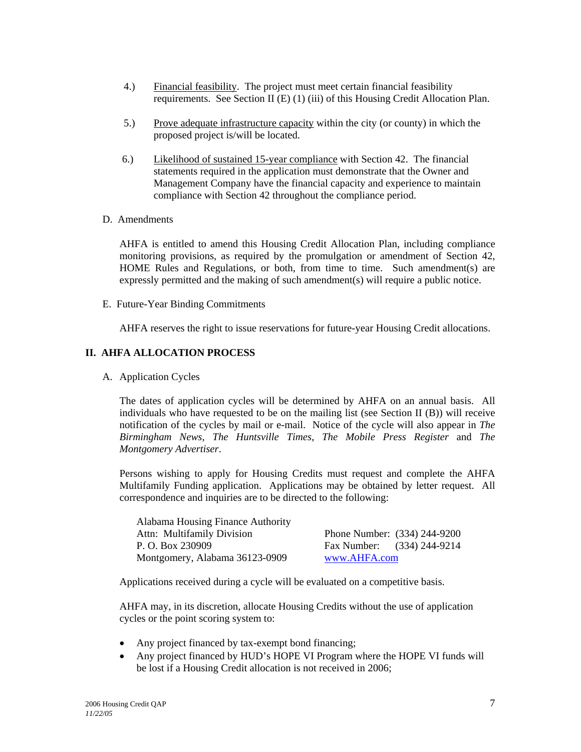4.) <u>Financial feasibility</u>. The project must meet certain financial feasibility requirements. See Section II (E) (1) (iii) of this Housing Credit Allocation Plan.

5.) <u>Prove adequate infrastructure capacity</u> within the city (or county) in which the proposed project is/will be located.

6.) <u>Likelihood of sustained 15-year compliance</u> with Section 42. The financial statements required in the application must demonstrate that the Owner and Management Company have the financial capacity and experience to maintain compliance with Section 42 throughout the compliance period.

D. Amendments

AHFA is entitled to amend this Housing Credit Allocation Plan, including compliance monitoring provisions, as required by the promulgation or amendment of Section 42, HOME Rules and Regulations, or both, from time to time. Such amendment(s) are expressly permitted and the making of such amendment(s) will require a public notice.

E. Future-Year Binding Commitments

AHFA reserves the right to issue reservations for future-year Housing Credit allocations.

## II. AHFA ALLOCATION PROCESS

A. Application Cycles

The dates of application cycles will be determined by AHFA on an annual basis. All individuals who have requested to be on the mailing list (see Section II (B)) will receive notification of the cycles by mail or e-mail. Notice of the cycle will also appear in *The Birmingham News*, *The Huntsville Times*, *The Mobile Press Register* and *The Montgomery Advertiser*.

Persons wishing to apply for Housing Credits must request and complete the AHFA Multifamily Funding application. Applications may be obtained by letter request. All correspondence and inquiries are to be directed to the following:

Alabama Housing Finance Authority
Attn: Multifamily Division
P. O. Box 230909
Montgomery, Alabama 36123-0909

Phone Number: (334) 244-9200
Fax Number: (334) 244-9214
www.AHFA.com

Applications received during a cycle will be evaluated on a competitive basis.

AHFA may, in its discretion, allocate Housing Credits without the use of application cycles or the point scoring system to:

- Any project financed by tax-exempt bond financing;
- Any project financed by HUD's HOPE VI Program where the HOPE VI funds will be lost if a Housing Credit allocation is not received in 2006;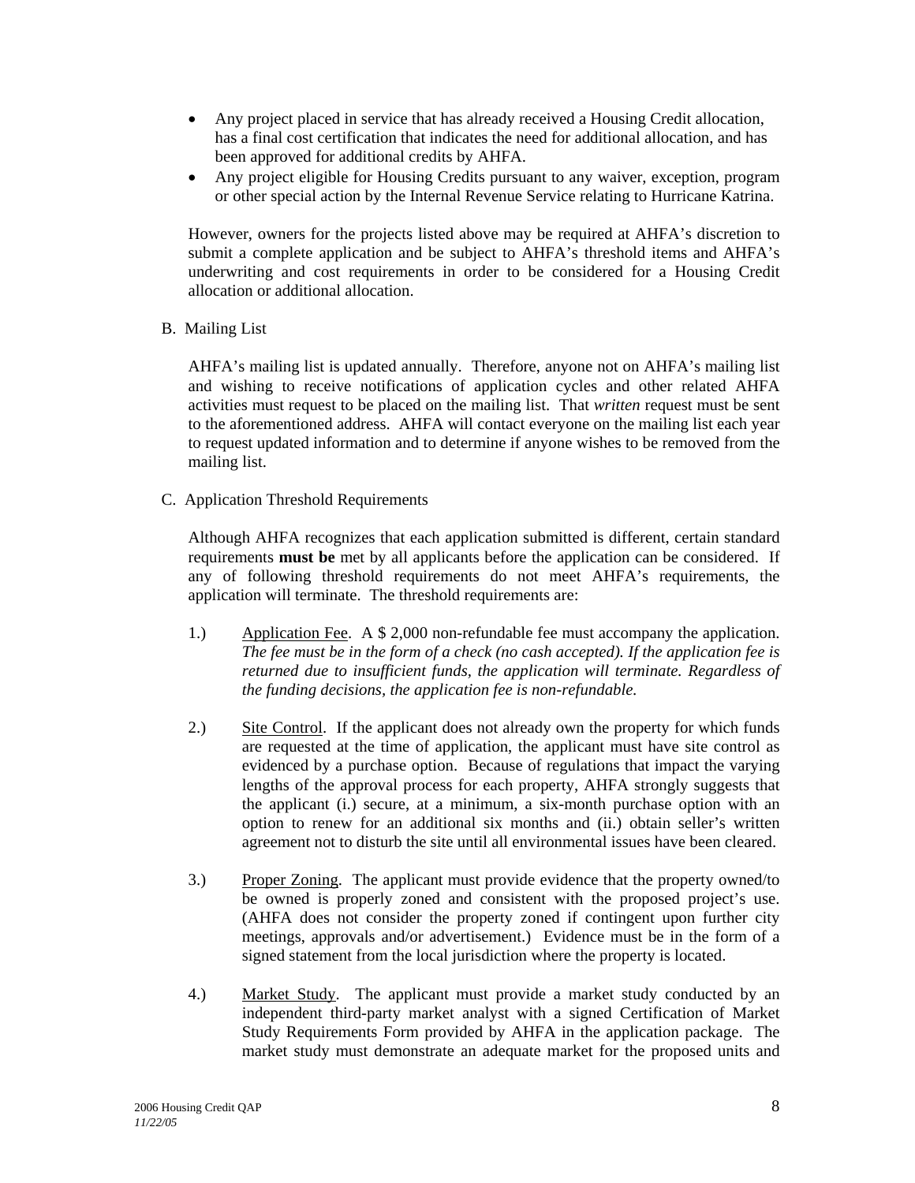- Any project placed in service that has already received a Housing Credit allocation, has a final cost certification that indicates the need for additional allocation, and has been approved for additional credits by AHFA.
- Any project eligible for Housing Credits pursuant to any waiver, exception, program or other special action by the Internal Revenue Service relating to Hurricane Katrina.

However, owners for the projects listed above may be required at AHFA's discretion to submit a complete application and be subject to AHFA's threshold items and AHFA's underwriting and cost requirements in order to be considered for a Housing Credit allocation or additional allocation.

B. Mailing List

AHFA's mailing list is updated annually. Therefore, anyone not on AHFA's mailing list and wishing to receive notifications of application cycles and other related AHFA activities must request to be placed on the mailing list. That *written* request must be sent to the aforementioned address. AHFA will contact everyone on the mailing list each year to request updated information and to determine if anyone wishes to be removed from the mailing list.

C. Application Threshold Requirements

Although AHFA recognizes that each application submitted is different, certain standard requirements **must be** met by all applicants before the application can be considered. If any of following threshold requirements do not meet AHFA's requirements, the application will terminate. The threshold requirements are:

1.) Application Fee. A $ 2,000 non-refundable fee must accompany the application. *The fee must be in the form of a check (no cash accepted). If the application fee is returned due to insufficient funds, the application will terminate. Regardless of the funding decisions, the application fee is non-refundable.*

2.) Site Control. If the applicant does not already own the property for which funds are requested at the time of application, the applicant must have site control as evidenced by a purchase option. Because of regulations that impact the varying lengths of the approval process for each property, AHFA strongly suggests that the applicant (i.) secure, at a minimum, a six-month purchase option with an option to renew for an additional six months and (ii.) obtain seller's written agreement not to disturb the site until all environmental issues have been cleared.

3.) Proper Zoning. The applicant must provide evidence that the property owned/to be owned is properly zoned and consistent with the proposed project's use. (AHFA does not consider the property zoned if contingent upon further city meetings, approvals and/or advertisement.) Evidence must be in the form of a signed statement from the local jurisdiction where the property is located.

4.) Market Study. The applicant must provide a market study conducted by an independent third-party market analyst with a signed Certification of Market Study Requirements Form provided by AHFA in the application package. The market study must demonstrate an adequate market for the proposed units and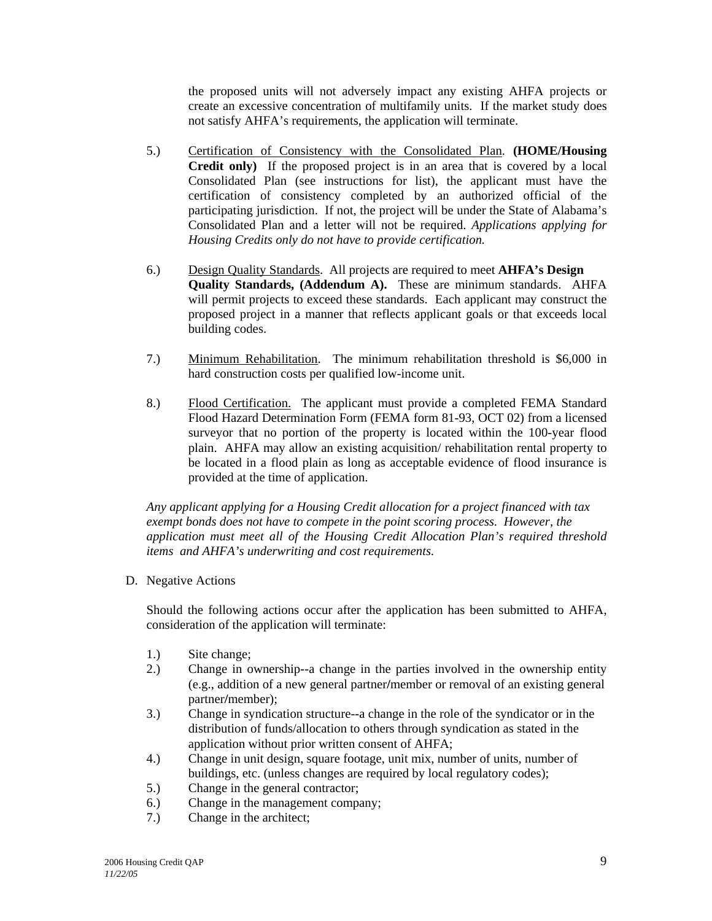the proposed units will not adversely impact any existing AHFA projects or create an excessive concentration of multifamily units. If the market study does not satisfy AHFA's requirements, the application will terminate.

5.) Certification of Consistency with the Consolidated Plan. **(HOME/Housing Credit only)** If the proposed project is in an area that is covered by a local Consolidated Plan (see instructions for list), the applicant must have the certification of consistency completed by an authorized official of the participating jurisdiction. If not, the project will be under the State of Alabama's Consolidated Plan and a letter will not be required. *Applications applying for Housing Credits only do not have to provide certification.*

6.) Design Quality Standards. All projects are required to meet **AHFA's Design Quality Standards, (Addendum A).** These are minimum standards. AHFA will permit projects to exceed these standards. Each applicant may construct the proposed project in a manner that reflects applicant goals or that exceeds local building codes.

7.) Minimum Rehabilitation. The minimum rehabilitation threshold is $6,000 in hard construction costs per qualified low-income unit.

8.) Flood Certification. The applicant must provide a completed FEMA Standard Flood Hazard Determination Form (FEMA form 81-93, OCT 02) from a licensed surveyor that no portion of the property is located within the 100-year flood plain. AHFA may allow an existing acquisition/ rehabilitation rental property to be located in a flood plain as long as acceptable evidence of flood insurance is provided at the time of application.

*Any applicant applying for a Housing Credit allocation for a project financed with tax exempt bonds does not have to compete in the point scoring process. However, the application must meet all of the Housing Credit Allocation Plan's required threshold items and AHFA's underwriting and cost requirements.*

D. Negative Actions

Should the following actions occur after the application has been submitted to AHFA, consideration of the application will terminate:

1.) Site change;
2.) Change in ownership--a change in the parties involved in the ownership entity (e.g., addition of a new general partner/member or removal of an existing general partner/member);
3.) Change in syndication structure--a change in the role of the syndicator or in the distribution of funds/allocation to others through syndication as stated in the application without prior written consent of AHFA;
4.) Change in unit design, square footage, unit mix, number of units, number of buildings, etc. (unless changes are required by local regulatory codes);
5.) Change in the general contractor;
6.) Change in the management company;
7.) Change in the architect;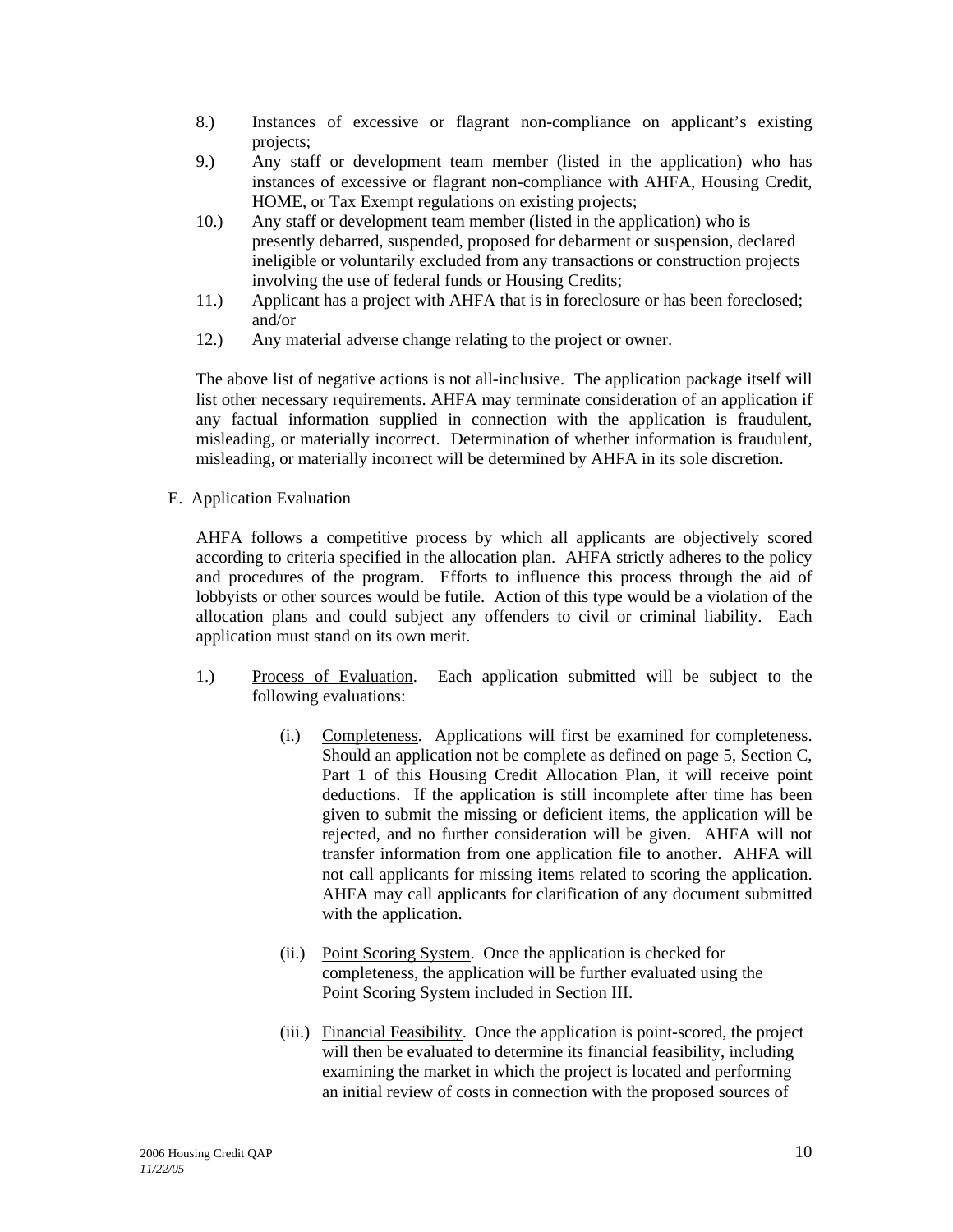8.) Instances of excessive or flagrant non-compliance on applicant's existing projects;

9.) Any staff or development team member (listed in the application) who has instances of excessive or flagrant non-compliance with AHFA, Housing Credit, HOME, or Tax Exempt regulations on existing projects;

10.) Any staff or development team member (listed in the application) who is presently debarred, suspended, proposed for debarment or suspension, declared ineligible or voluntarily excluded from any transactions or construction projects involving the use of federal funds or Housing Credits;

11.) Applicant has a project with AHFA that is in foreclosure or has been foreclosed; and/or

12.) Any material adverse change relating to the project or owner.

The above list of negative actions is not all-inclusive. The application package itself will list other necessary requirements. AHFA may terminate consideration of an application if any factual information supplied in connection with the application is fraudulent, misleading, or materially incorrect. Determination of whether information is fraudulent, misleading, or materially incorrect will be determined by AHFA in its sole discretion.

E. Application Evaluation

AHFA follows a competitive process by which all applicants are objectively scored according to criteria specified in the allocation plan. AHFA strictly adheres to the policy and procedures of the program. Efforts to influence this process through the aid of lobbyists or other sources would be futile. Action of this type would be a violation of the allocation plans and could subject any offenders to civil or criminal liability. Each application must stand on its own merit.

1.) Process of Evaluation. Each application submitted will be subject to the following evaluations:

(i.) Completeness. Applications will first be examined for completeness. Should an application not be complete as defined on page 5, Section C, Part 1 of this Housing Credit Allocation Plan, it will receive point deductions. If the application is still incomplete after time has been given to submit the missing or deficient items, the application will be rejected, and no further consideration will be given. AHFA will not transfer information from one application file to another. AHFA will not call applicants for missing items related to scoring the application. AHFA may call applicants for clarification of any document submitted with the application.

(ii.) Point Scoring System. Once the application is checked for completeness, the application will be further evaluated using the Point Scoring System included in Section III.

(iii.) Financial Feasibility. Once the application is point-scored, the project will then be evaluated to determine its financial feasibility, including examining the market in which the project is located and performing an initial review of costs in connection with the proposed sources of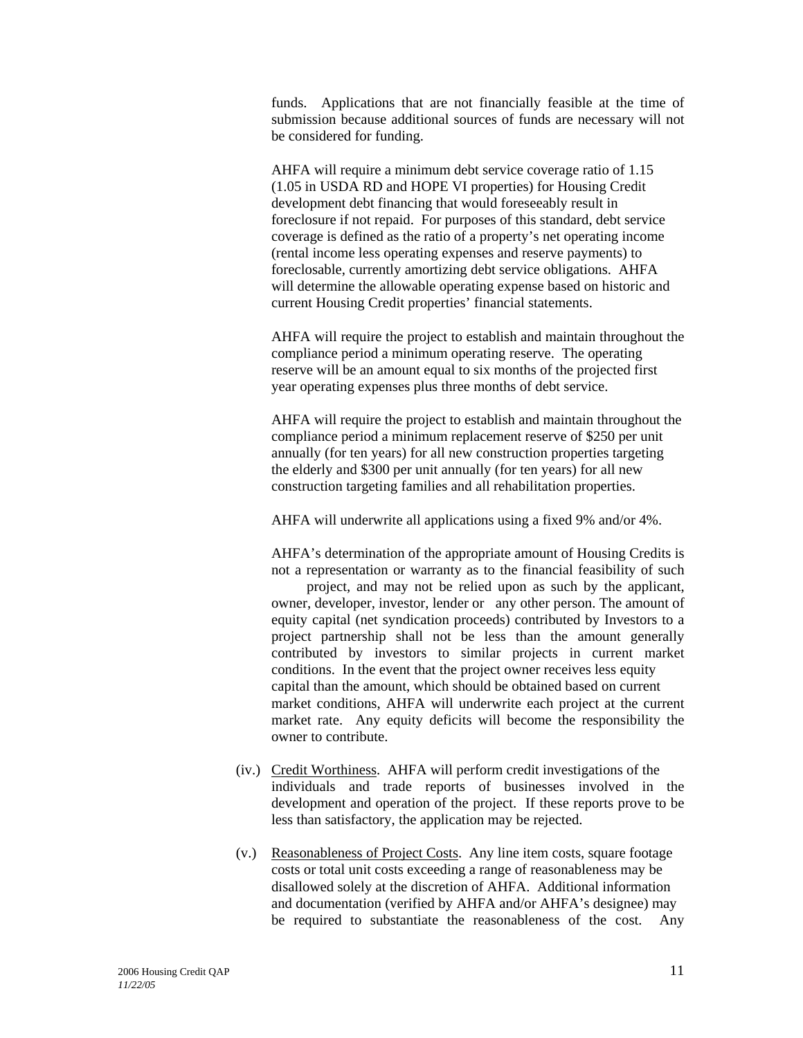funds. Applications that are not financially feasible at the time of submission because additional sources of funds are necessary will not be considered for funding.

AHFA will require a minimum debt service coverage ratio of 1.15 (1.05 in USDA RD and HOPE VI properties) for Housing Credit development debt financing that would foreseeably result in foreclosure if not repaid. For purposes of this standard, debt service coverage is defined as the ratio of a property's net operating income (rental income less operating expenses and reserve payments) to foreclosable, currently amortizing debt service obligations. AHFA will determine the allowable operating expense based on historic and current Housing Credit properties' financial statements.

AHFA will require the project to establish and maintain throughout the compliance period a minimum operating reserve. The operating reserve will be an amount equal to six months of the projected first year operating expenses plus three months of debt service.

AHFA will require the project to establish and maintain throughout the compliance period a minimum replacement reserve of $250 per unit annually (for ten years) for all new construction properties targeting the elderly and $300 per unit annually (for ten years) for all new construction targeting families and all rehabilitation properties.

AHFA will underwrite all applications using a fixed 9% and/or 4%.

AHFA's determination of the appropriate amount of Housing Credits is not a representation or warranty as to the financial feasibility of such project, and may not be relied upon as such by the applicant, owner, developer, investor, lender or any other person. The amount of equity capital (net syndication proceeds) contributed by Investors to a project partnership shall not be less than the amount generally contributed by investors to similar projects in current market conditions. In the event that the project owner receives less equity capital than the amount, which should be obtained based on current market conditions, AHFA will underwrite each project at the current market rate. Any equity deficits will become the responsibility the owner to contribute.

(iv.) Credit Worthiness. AHFA will perform credit investigations of the individuals and trade reports of businesses involved in the development and operation of the project. If these reports prove to be less than satisfactory, the application may be rejected.

(v.) Reasonableness of Project Costs. Any line item costs, square footage costs or total unit costs exceeding a range of reasonableness may be disallowed solely at the discretion of AHFA. Additional information and documentation (verified by AHFA and/or AHFA's designee) may be required to substantiate the reasonableness of the cost. Any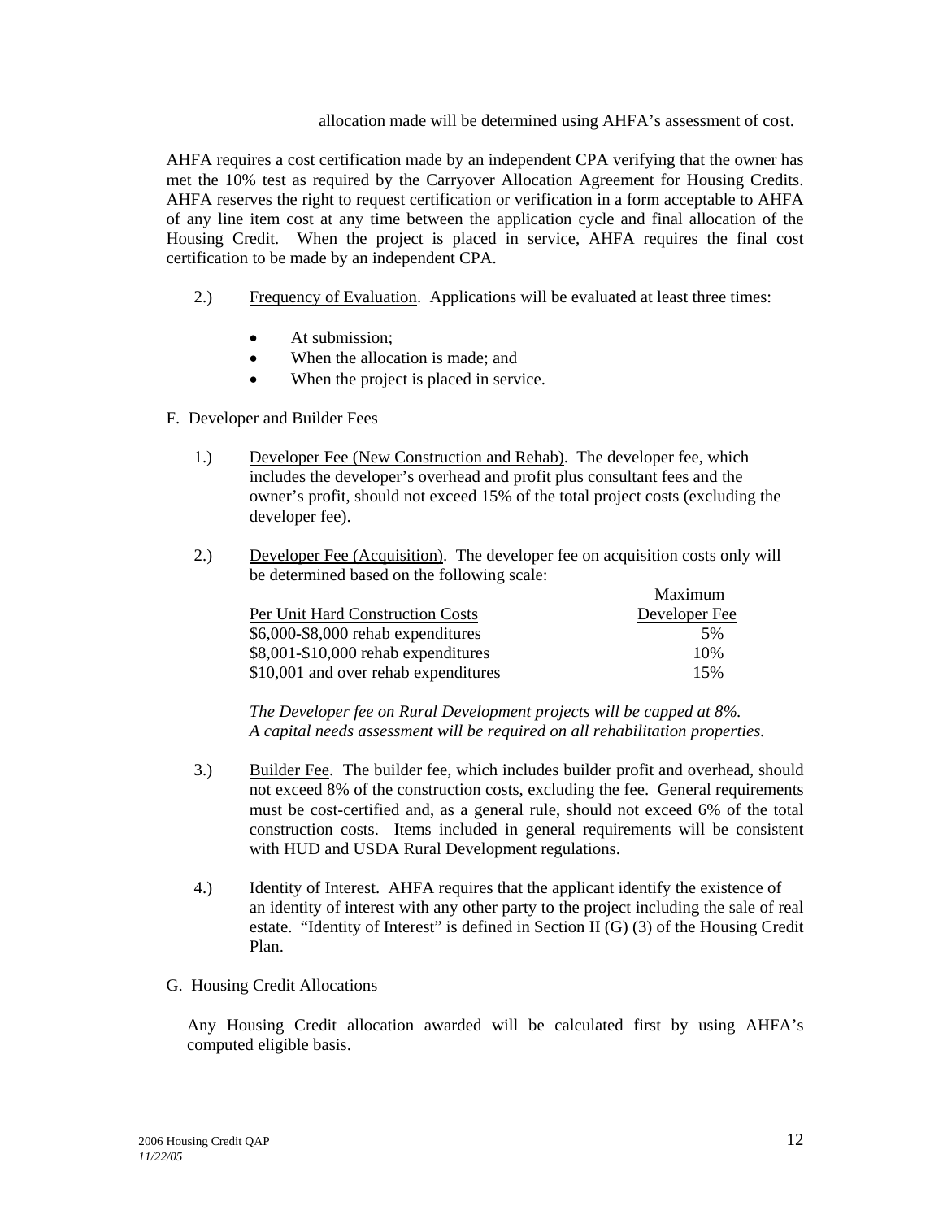allocation made will be determined using AHFA's assessment of cost.

AHFA requires a cost certification made by an independent CPA verifying that the owner has met the 10% test as required by the Carryover Allocation Agreement for Housing Credits. AHFA reserves the right to request certification or verification in a form acceptable to AHFA of any line item cost at any time between the application cycle and final allocation of the Housing Credit. When the project is placed in service, AHFA requires the final cost certification to be made by an independent CPA.

2.) Frequency of Evaluation. Applications will be evaluated at least three times:

- At submission;
- When the allocation is made; and
- When the project is placed in service.

F. Developer and Builder Fees

1.) Developer Fee (New Construction and Rehab). The developer fee, which includes the developer's overhead and profit plus consultant fees and the owner's profit, should not exceed 15% of the total project costs (excluding the developer fee).

2.) Developer Fee (Acquisition). The developer fee on acquisition costs only will be determined based on the following scale:

| Per Unit Hard Construction Costs | Maximum Developer Fee |
|---|---|
| $6,000-$8,000 rehab expenditures | 5% |
| $8,001-$10,000 rehab expenditures | 10% |
| $10,001 and over rehab expenditures | 15% |

*The Developer fee on Rural Development projects will be capped at 8%. A capital needs assessment will be required on all rehabilitation properties.*

3.) Builder Fee. The builder fee, which includes builder profit and overhead, should not exceed 8% of the construction costs, excluding the fee. General requirements must be cost-certified and, as a general rule, should not exceed 6% of the total construction costs. Items included in general requirements will be consistent with HUD and USDA Rural Development regulations.

4.) Identity of Interest. AHFA requires that the applicant identify the existence of an identity of interest with any other party to the project including the sale of real estate. "Identity of Interest" is defined in Section II (G) (3) of the Housing Credit Plan.

G. Housing Credit Allocations

Any Housing Credit allocation awarded will be calculated first by using AHFA's computed eligible basis.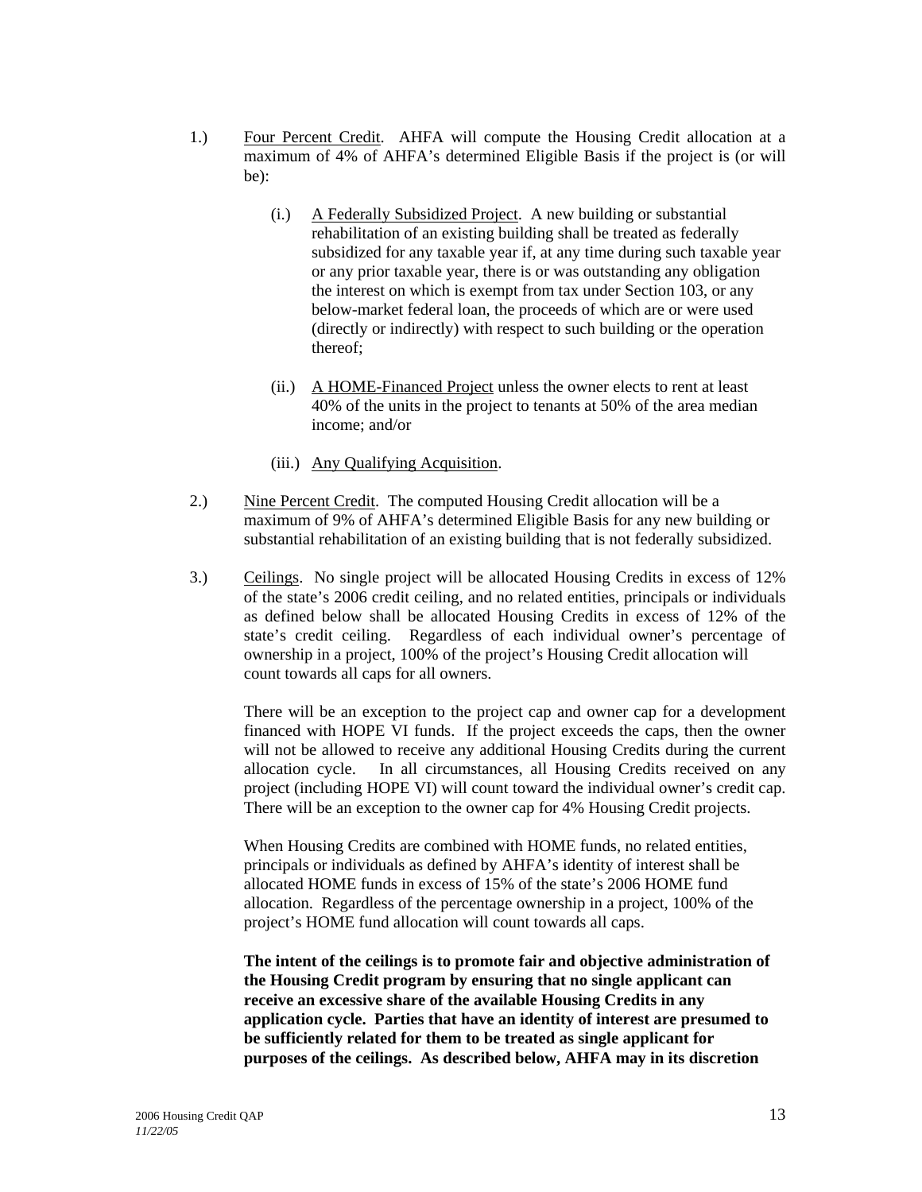1.) Four Percent Credit. AHFA will compute the Housing Credit allocation at a maximum of 4% of AHFA's determined Eligible Basis if the project is (or will be):

   (i.) A Federally Subsidized Project. A new building or substantial rehabilitation of an existing building shall be treated as federally subsidized for any taxable year if, at any time during such taxable year or any prior taxable year, there is or was outstanding any obligation the interest on which is exempt from tax under Section 103, or any below-market federal loan, the proceeds of which are or were used (directly or indirectly) with respect to such building or the operation thereof;

   (ii.) A HOME-Financed Project unless the owner elects to rent at least 40% of the units in the project to tenants at 50% of the area median income; and/or

   (iii.) Any Qualifying Acquisition.

2.) Nine Percent Credit. The computed Housing Credit allocation will be a maximum of 9% of AHFA's determined Eligible Basis for any new building or substantial rehabilitation of an existing building that is not federally subsidized.

3.) Ceilings. No single project will be allocated Housing Credits in excess of 12% of the state's 2006 credit ceiling, and no related entities, principals or individuals as defined below shall be allocated Housing Credits in excess of 12% of the state's credit ceiling. Regardless of each individual owner's percentage of ownership in a project, 100% of the project's Housing Credit allocation will count towards all caps for all owners.

   There will be an exception to the project cap and owner cap for a development financed with HOPE VI funds. If the project exceeds the caps, then the owner will not be allowed to receive any additional Housing Credits during the current allocation cycle. In all circumstances, all Housing Credits received on any project (including HOPE VI) will count toward the individual owner's credit cap. There will be an exception to the owner cap for 4% Housing Credit projects.

   When Housing Credits are combined with HOME funds, no related entities, principals or individuals as defined by AHFA's identity of interest shall be allocated HOME funds in excess of 15% of the state's 2006 HOME fund allocation. Regardless of the percentage ownership in a project, 100% of the project's HOME fund allocation will count towards all caps.

   **The intent of the ceilings is to promote fair and objective administration of the Housing Credit program by ensuring that no single applicant can receive an excessive share of the available Housing Credits in any application cycle. Parties that have an identity of interest are presumed to be sufficiently related for them to be treated as single applicant for purposes of the ceilings. As described below, AHFA may in its discretion**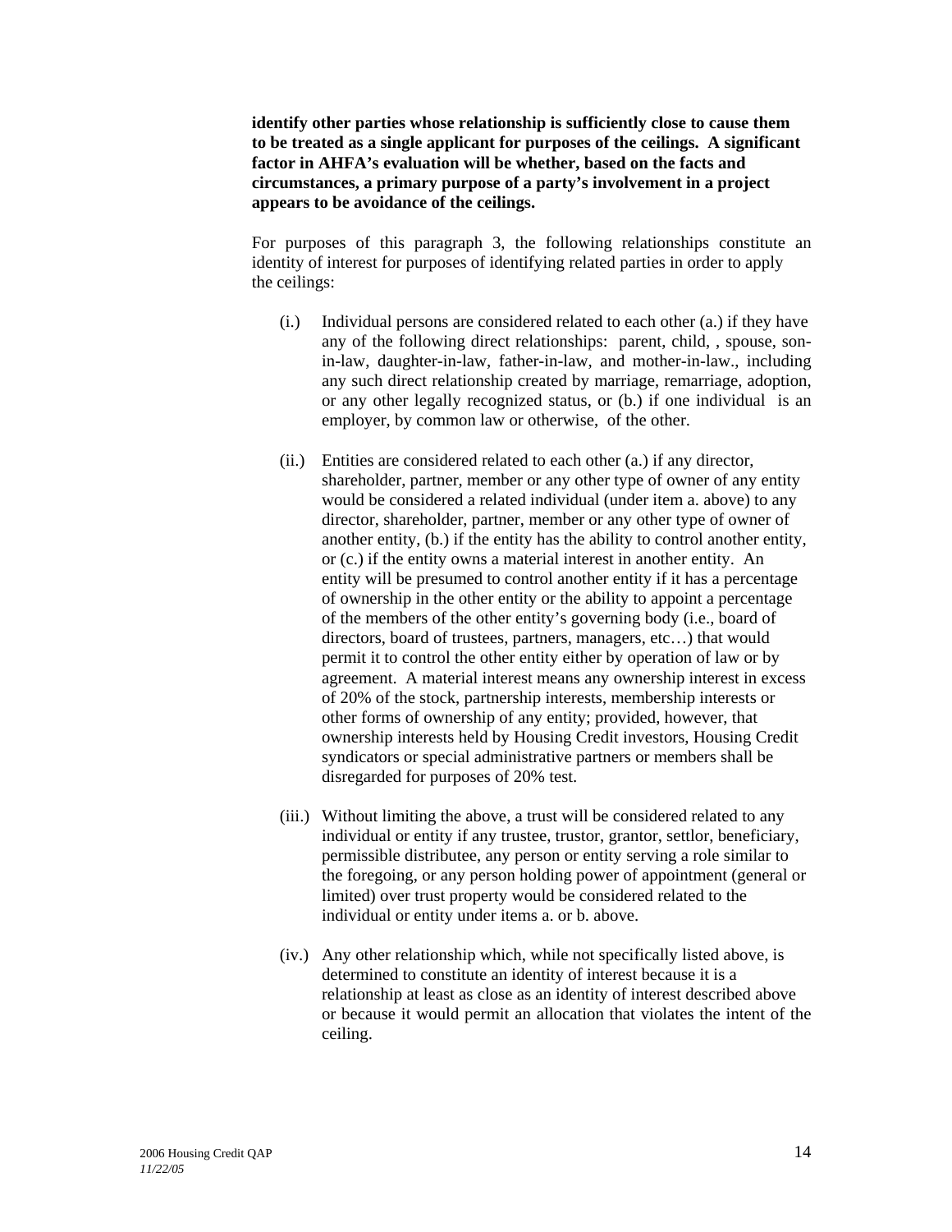**identify other parties whose relationship is sufficiently close to cause them to be treated as a single applicant for purposes of the ceilings. A significant factor in AHFA's evaluation will be whether, based on the facts and circumstances, a primary purpose of a party's involvement in a project appears to be avoidance of the ceilings.**

For purposes of this paragraph 3, the following relationships constitute an identity of interest for purposes of identifying related parties in order to apply the ceilings:

(i.) Individual persons are considered related to each other (a.) if they have any of the following direct relationships: parent, child, , spouse, son-in-law, daughter-in-law, father-in-law, and mother-in-law., including any such direct relationship created by marriage, remarriage, adoption, or any other legally recognized status, or (b.) if one individual is an employer, by common law or otherwise, of the other.

(ii.) Entities are considered related to each other (a.) if any director, shareholder, partner, member or any other type of owner of any entity would be considered a related individual (under item a. above) to any director, shareholder, partner, member or any other type of owner of another entity, (b.) if the entity has the ability to control another entity, or (c.) if the entity owns a material interest in another entity. An entity will be presumed to control another entity if it has a percentage of ownership in the other entity or the ability to appoint a percentage of the members of the other entity's governing body (i.e., board of directors, board of trustees, partners, managers, etc…) that would permit it to control the other entity either by operation of law or by agreement. A material interest means any ownership interest in excess of 20% of the stock, partnership interests, membership interests or other forms of ownership of any entity; provided, however, that ownership interests held by Housing Credit investors, Housing Credit syndicators or special administrative partners or members shall be disregarded for purposes of 20% test.

(iii.) Without limiting the above, a trust will be considered related to any individual or entity if any trustee, trustor, grantor, settlor, beneficiary, permissible distributee, any person or entity serving a role similar to the foregoing, or any person holding power of appointment (general or limited) over trust property would be considered related to the individual or entity under items a. or b. above.

(iv.) Any other relationship which, while not specifically listed above, is determined to constitute an identity of interest because it is a relationship at least as close as an identity of interest described above or because it would permit an allocation that violates the intent of the ceiling.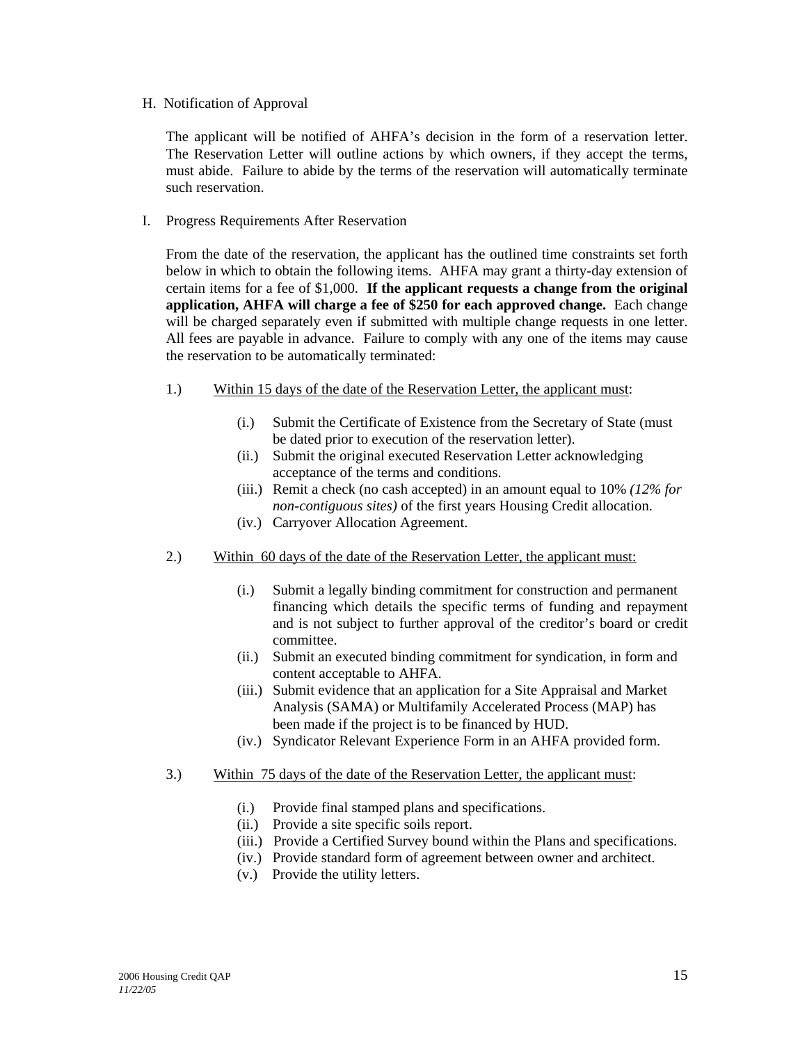H. Notification of Approval

The applicant will be notified of AHFA's decision in the form of a reservation letter. The Reservation Letter will outline actions by which owners, if they accept the terms, must abide. Failure to abide by the terms of the reservation will automatically terminate such reservation.

I. Progress Requirements After Reservation

From the date of the reservation, the applicant has the outlined time constraints set forth below in which to obtain the following items. AHFA may grant a thirty-day extension of certain items for a fee of $1,000. **If the applicant requests a change from the original application, AHFA will charge a fee of $250 for each approved change.** Each change will be charged separately even if submitted with multiple change requests in one letter. All fees are payable in advance. Failure to comply with any one of the items may cause the reservation to be automatically terminated:

1.) Within 15 days of the date of the Reservation Letter, the applicant must:

- (i.) Submit the Certificate of Existence from the Secretary of State (must be dated prior to execution of the reservation letter).
- (ii.) Submit the original executed Reservation Letter acknowledging acceptance of the terms and conditions.
- (iii.) Remit a check (no cash accepted) in an amount equal to 10% *(12% for non-contiguous sites)* of the first years Housing Credit allocation.
- (iv.) Carryover Allocation Agreement.

2.) Within 60 days of the date of the Reservation Letter, the applicant must:

- (i.) Submit a legally binding commitment for construction and permanent financing which details the specific terms of funding and repayment and is not subject to further approval of the creditor's board or credit committee.
- (ii.) Submit an executed binding commitment for syndication, in form and content acceptable to AHFA.
- (iii.) Submit evidence that an application for a Site Appraisal and Market Analysis (SAMA) or Multifamily Accelerated Process (MAP) has been made if the project is to be financed by HUD.
- (iv.) Syndicator Relevant Experience Form in an AHFA provided form.

3.) Within 75 days of the date of the Reservation Letter, the applicant must:

- (i.) Provide final stamped plans and specifications.
- (ii.) Provide a site specific soils report.
- (iii.) Provide a Certified Survey bound within the Plans and specifications.
- (iv.) Provide standard form of agreement between owner and architect.
- (v.) Provide the utility letters.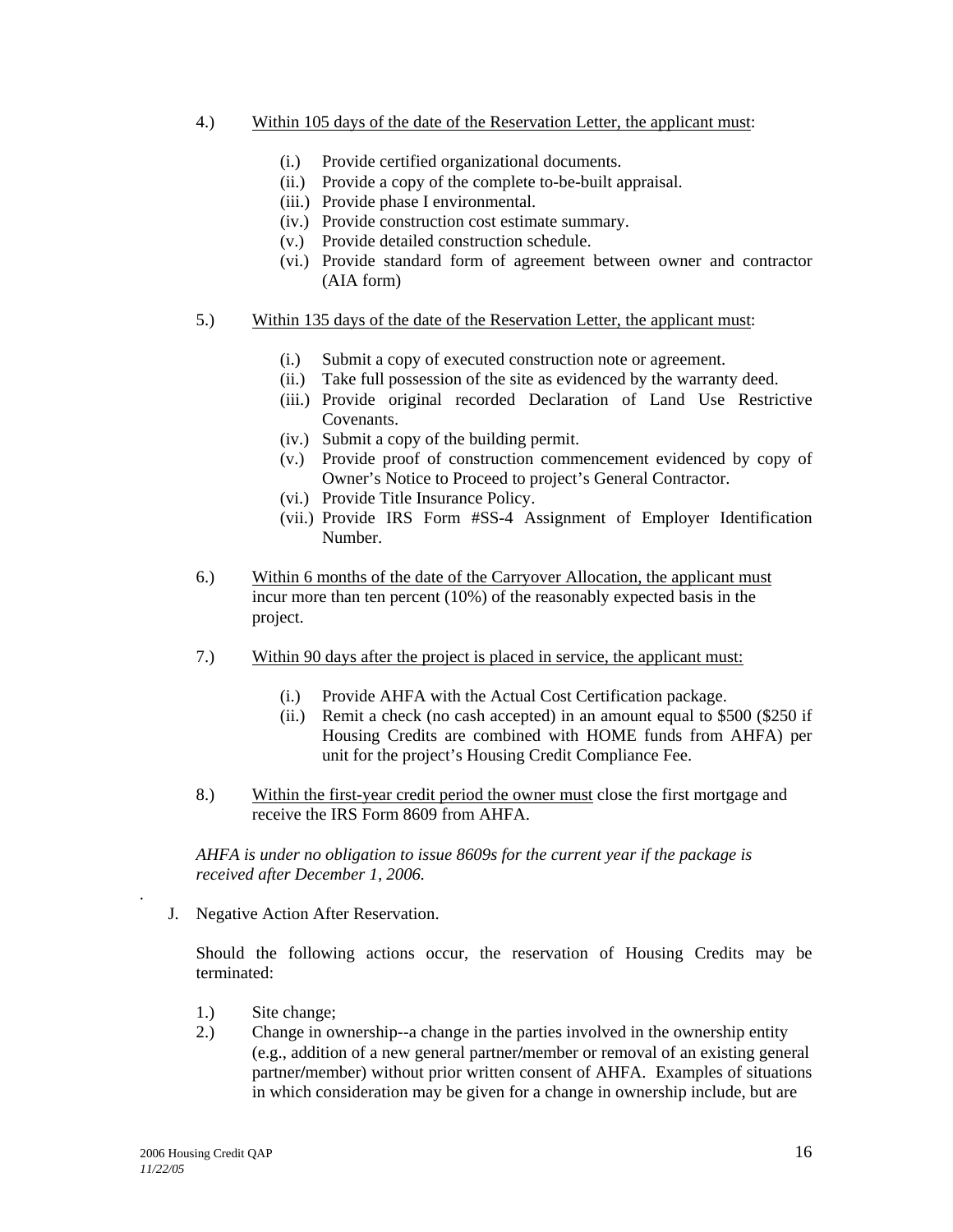4.) Within 105 days of the date of the Reservation Letter, the applicant must:

- (i.) Provide certified organizational documents.
- (ii.) Provide a copy of the complete to-be-built appraisal.
- (iii.) Provide phase I environmental.
- (iv.) Provide construction cost estimate summary.
- (v.) Provide detailed construction schedule.
- (vi.) Provide standard form of agreement between owner and contractor (AIA form)

5.) Within 135 days of the date of the Reservation Letter, the applicant must:

- (i.) Submit a copy of executed construction note or agreement.
- (ii.) Take full possession of the site as evidenced by the warranty deed.
- (iii.) Provide original recorded Declaration of Land Use Restrictive Covenants.
- (iv.) Submit a copy of the building permit.
- (v.) Provide proof of construction commencement evidenced by copy of Owner's Notice to Proceed to project's General Contractor.
- (vi.) Provide Title Insurance Policy.
- (vii.) Provide IRS Form #SS-4 Assignment of Employer Identification Number.

6.) Within 6 months of the date of the Carryover Allocation, the applicant must incur more than ten percent (10%) of the reasonably expected basis in the project.

7.) Within 90 days after the project is placed in service, the applicant must:

- (i.) Provide AHFA with the Actual Cost Certification package.
- (ii.) Remit a check (no cash accepted) in an amount equal to $500 ($250 if Housing Credits are combined with HOME funds from AHFA) per unit for the project's Housing Credit Compliance Fee.

8.) Within the first-year credit period the owner must close the first mortgage and receive the IRS Form 8609 from AHFA.

*AHFA is under no obligation to issue 8609s for the current year if the package is received after December 1, 2006.*

J. Negative Action After Reservation.

Should the following actions occur, the reservation of Housing Credits may be terminated:

1.) Site change;

2.) Change in ownership--a change in the parties involved in the ownership entity (e.g., addition of a new general partner/member or removal of an existing general partner/member) without prior written consent of AHFA. Examples of situations in which consideration may be given for a change in ownership include, but are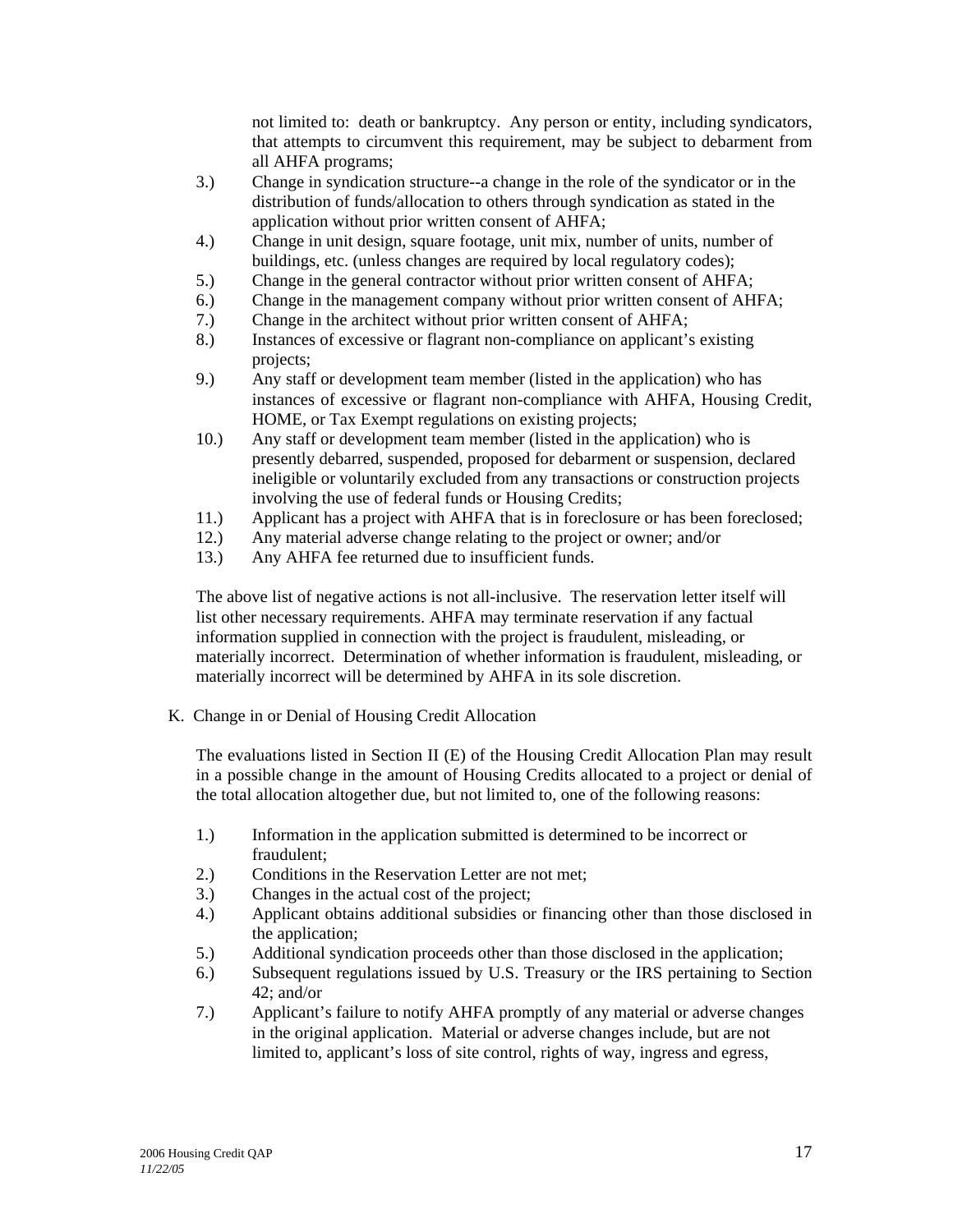not limited to: death or bankruptcy. Any person or entity, including syndicators, that attempts to circumvent this requirement, may be subject to debarment from all AHFA programs;

3.) Change in syndication structure--a change in the role of the syndicator or in the distribution of funds/allocation to others through syndication as stated in the application without prior written consent of AHFA;
4.) Change in unit design, square footage, unit mix, number of units, number of buildings, etc. (unless changes are required by local regulatory codes);
5.) Change in the general contractor without prior written consent of AHFA;
6.) Change in the management company without prior written consent of AHFA;
7.) Change in the architect without prior written consent of AHFA;
8.) Instances of excessive or flagrant non-compliance on applicant's existing projects;
9.) Any staff or development team member (listed in the application) who has instances of excessive or flagrant non-compliance with AHFA, Housing Credit, HOME, or Tax Exempt regulations on existing projects;
10.) Any staff or development team member (listed in the application) who is presently debarred, suspended, proposed for debarment or suspension, declared ineligible or voluntarily excluded from any transactions or construction projects involving the use of federal funds or Housing Credits;
11.) Applicant has a project with AHFA that is in foreclosure or has been foreclosed;
12.) Any material adverse change relating to the project or owner; and/or
13.) Any AHFA fee returned due to insufficient funds.

The above list of negative actions is not all-inclusive. The reservation letter itself will list other necessary requirements. AHFA may terminate reservation if any factual information supplied in connection with the project is fraudulent, misleading, or materially incorrect. Determination of whether information is fraudulent, misleading, or materially incorrect will be determined by AHFA in its sole discretion.

K. Change in or Denial of Housing Credit Allocation

The evaluations listed in Section II (E) of the Housing Credit Allocation Plan may result in a possible change in the amount of Housing Credits allocated to a project or denial of the total allocation altogether due, but not limited to, one of the following reasons:

1.) Information in the application submitted is determined to be incorrect or fraudulent;
2.) Conditions in the Reservation Letter are not met;
3.) Changes in the actual cost of the project;
4.) Applicant obtains additional subsidies or financing other than those disclosed in the application;
5.) Additional syndication proceeds other than those disclosed in the application;
6.) Subsequent regulations issued by U.S. Treasury or the IRS pertaining to Section 42; and/or
7.) Applicant's failure to notify AHFA promptly of any material or adverse changes in the original application. Material or adverse changes include, but are not limited to, applicant's loss of site control, rights of way, ingress and egress,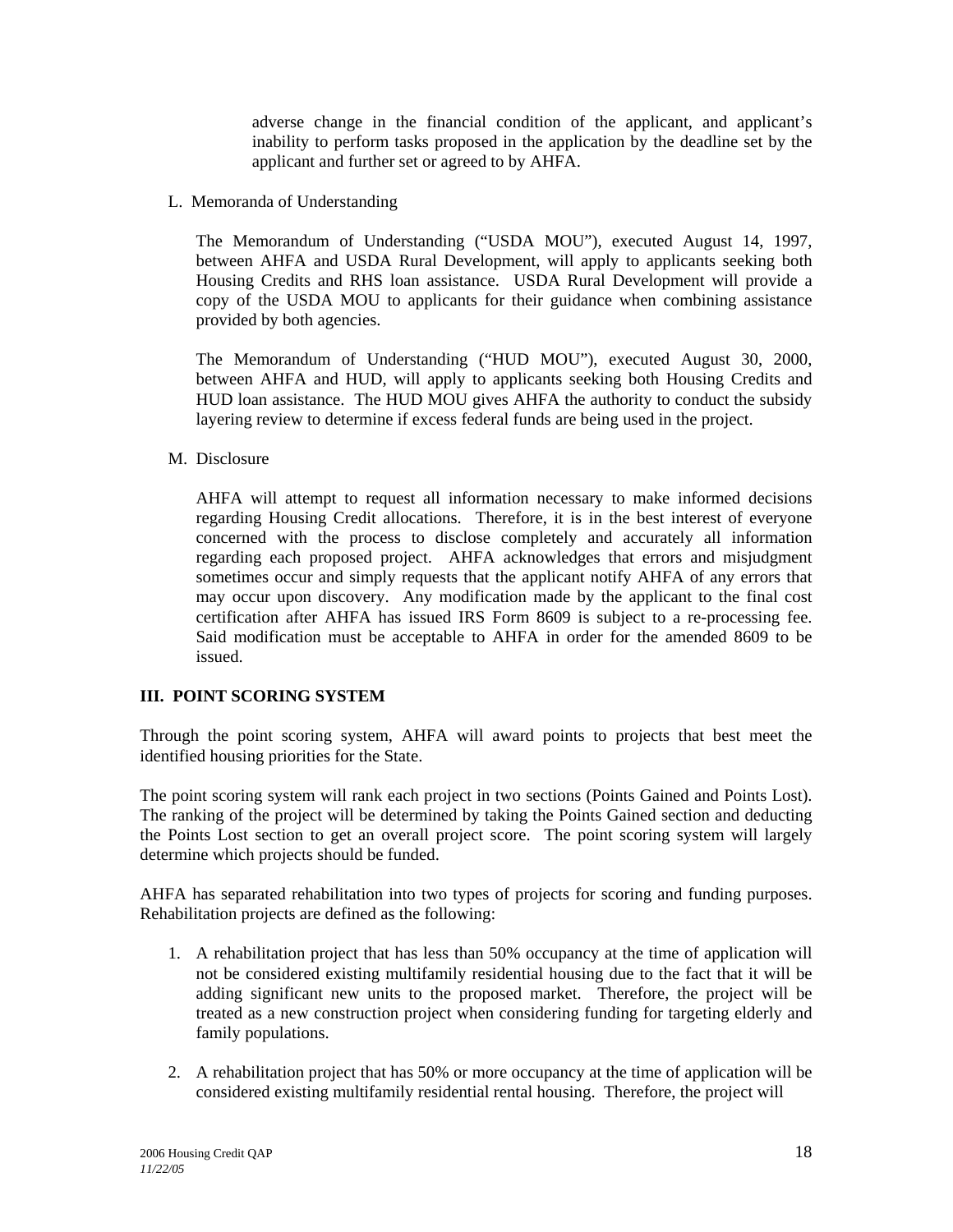adverse change in the financial condition of the applicant, and applicant's inability to perform tasks proposed in the application by the deadline set by the applicant and further set or agreed to by AHFA.

L. Memoranda of Understanding

The Memorandum of Understanding ("USDA MOU"), executed August 14, 1997, between AHFA and USDA Rural Development, will apply to applicants seeking both Housing Credits and RHS loan assistance. USDA Rural Development will provide a copy of the USDA MOU to applicants for their guidance when combining assistance provided by both agencies.

The Memorandum of Understanding ("HUD MOU"), executed August 30, 2000, between AHFA and HUD, will apply to applicants seeking both Housing Credits and HUD loan assistance. The HUD MOU gives AHFA the authority to conduct the subsidy layering review to determine if excess federal funds are being used in the project.

M. Disclosure

AHFA will attempt to request all information necessary to make informed decisions regarding Housing Credit allocations. Therefore, it is in the best interest of everyone concerned with the process to disclose completely and accurately all information regarding each proposed project. AHFA acknowledges that errors and misjudgment sometimes occur and simply requests that the applicant notify AHFA of any errors that may occur upon discovery. Any modification made by the applicant to the final cost certification after AHFA has issued IRS Form 8609 is subject to a re-processing fee. Said modification must be acceptable to AHFA in order for the amended 8609 to be issued.

## III. POINT SCORING SYSTEM

Through the point scoring system, AHFA will award points to projects that best meet the identified housing priorities for the State.

The point scoring system will rank each project in two sections (Points Gained and Points Lost). The ranking of the project will be determined by taking the Points Gained section and deducting the Points Lost section to get an overall project score. The point scoring system will largely determine which projects should be funded.

AHFA has separated rehabilitation into two types of projects for scoring and funding purposes. Rehabilitation projects are defined as the following:

1. A rehabilitation project that has less than 50% occupancy at the time of application will not be considered existing multifamily residential housing due to the fact that it will be adding significant new units to the proposed market. Therefore, the project will be treated as a new construction project when considering funding for targeting elderly and family populations.

2. A rehabilitation project that has 50% or more occupancy at the time of application will be considered existing multifamily residential rental housing. Therefore, the project will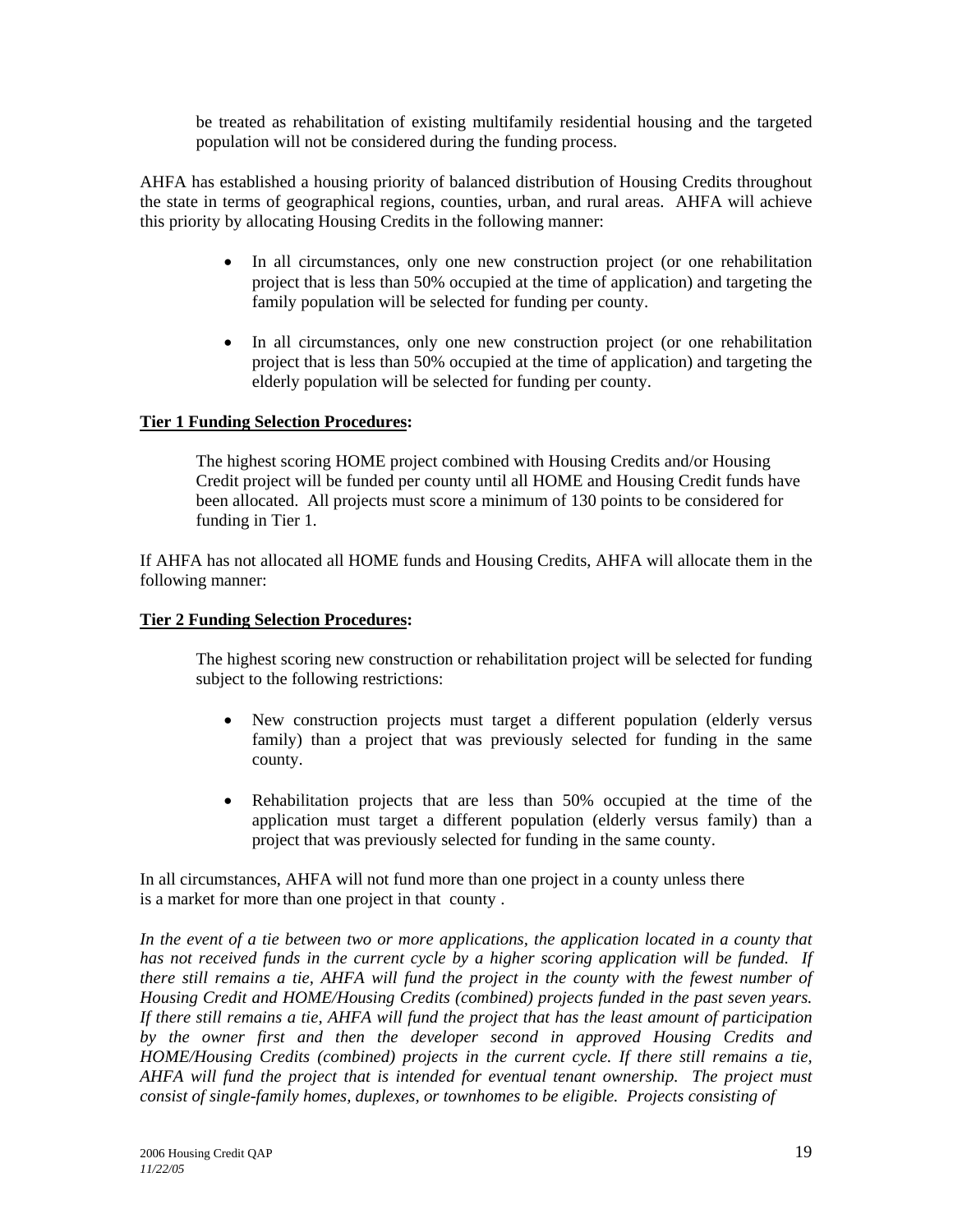be treated as rehabilitation of existing multifamily residential housing and the targeted population will not be considered during the funding process.

AHFA has established a housing priority of balanced distribution of Housing Credits throughout the state in terms of geographical regions, counties, urban, and rural areas. AHFA will achieve this priority by allocating Housing Credits in the following manner:

- In all circumstances, only one new construction project (or one rehabilitation project that is less than 50% occupied at the time of application) and targeting the family population will be selected for funding per county.

- In all circumstances, only one new construction project (or one rehabilitation project that is less than 50% occupied at the time of application) and targeting the elderly population will be selected for funding per county.

**Tier 1 Funding Selection Procedures:**

The highest scoring HOME project combined with Housing Credits and/or Housing Credit project will be funded per county until all HOME and Housing Credit funds have been allocated. All projects must score a minimum of 130 points to be considered for funding in Tier 1.

If AHFA has not allocated all HOME funds and Housing Credits, AHFA will allocate them in the following manner:

**Tier 2 Funding Selection Procedures:**

The highest scoring new construction or rehabilitation project will be selected for funding subject to the following restrictions:

- New construction projects must target a different population (elderly versus family) than a project that was previously selected for funding in the same county.

- Rehabilitation projects that are less than 50% occupied at the time of the application must target a different population (elderly versus family) than a project that was previously selected for funding in the same county.

In all circumstances, AHFA will not fund more than one project in a county unless there is a market for more than one project in that county .

*In the event of a tie between two or more applications, the application located in a county that has not received funds in the current cycle by a higher scoring application will be funded. If there still remains a tie, AHFA will fund the project in the county with the fewest number of Housing Credit and HOME/Housing Credits (combined) projects funded in the past seven years. If there still remains a tie, AHFA will fund the project that has the least amount of participation by the owner first and then the developer second in approved Housing Credits and HOME/Housing Credits (combined) projects in the current cycle. If there still remains a tie, AHFA will fund the project that is intended for eventual tenant ownership. The project must consist of single-family homes, duplexes, or townhomes to be eligible. Projects consisting of*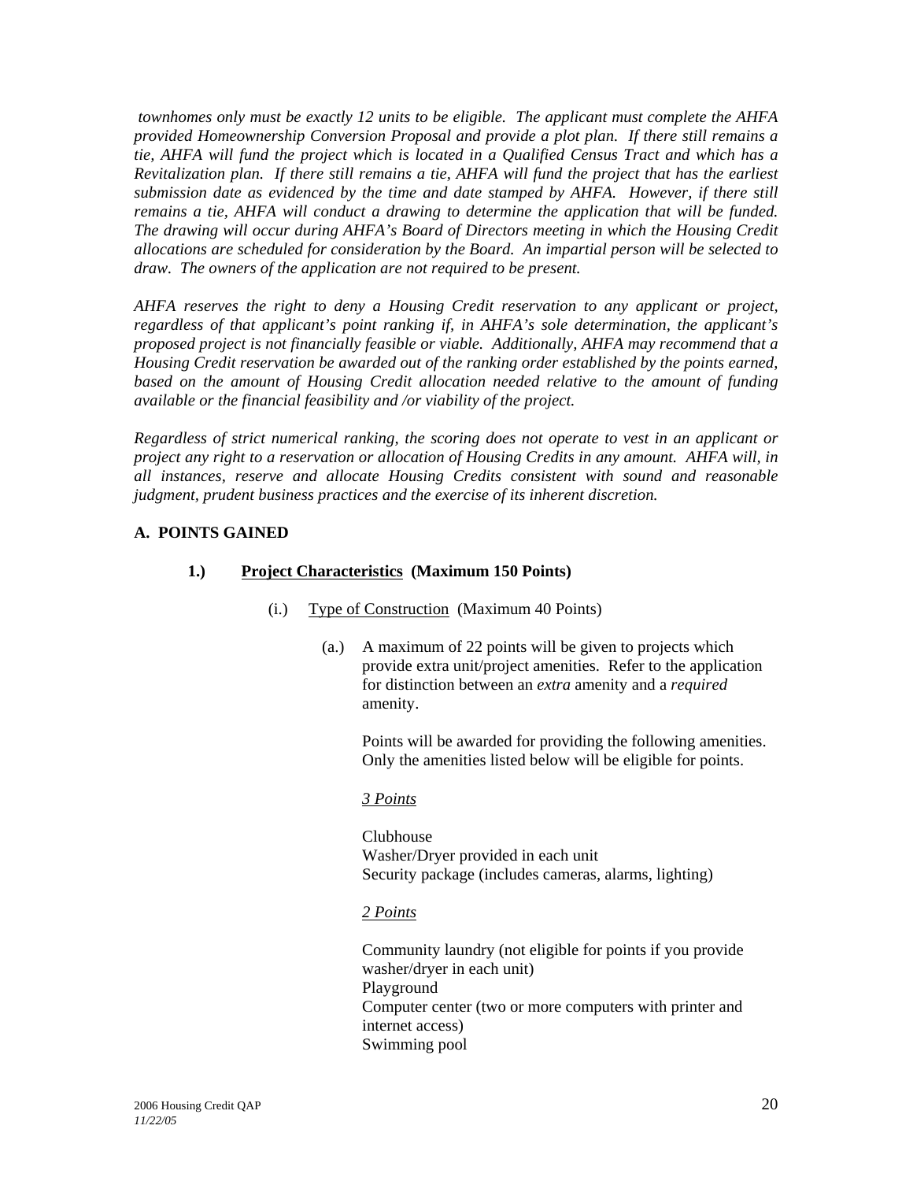*townhomes only must be exactly 12 units to be eligible. The applicant must complete the AHFA provided Homeownership Conversion Proposal and provide a plot plan. If there still remains a tie, AHFA will fund the project which is located in a Qualified Census Tract and which has a Revitalization plan. If there still remains a tie, AHFA will fund the project that has the earliest submission date as evidenced by the time and date stamped by AHFA. However, if there still remains a tie, AHFA will conduct a drawing to determine the application that will be funded. The drawing will occur during AHFA's Board of Directors meeting in which the Housing Credit allocations are scheduled for consideration by the Board. An impartial person will be selected to draw. The owners of the application are not required to be present.*

*AHFA reserves the right to deny a Housing Credit reservation to any applicant or project, regardless of that applicant's point ranking if, in AHFA's sole determination, the applicant's proposed project is not financially feasible or viable. Additionally, AHFA may recommend that a Housing Credit reservation be awarded out of the ranking order established by the points earned, based on the amount of Housing Credit allocation needed relative to the amount of funding available or the financial feasibility and /or viability of the project.*

*Regardless of strict numerical ranking, the scoring does not operate to vest in an applicant or project any right to a reservation or allocation of Housing Credits in any amount. AHFA will, in all instances, reserve and allocate Housing Credits consistent with sound and reasonable judgment, prudent business practices and the exercise of its inherent discretion.*

**A. POINTS GAINED**

**1.) Project Characteristics (Maximum 150 Points)**

(i.) Type of Construction (Maximum 40 Points)

(a.) A maximum of 22 points will be given to projects which provide extra unit/project amenities. Refer to the application for distinction between an *extra* amenity and a *required* amenity.

Points will be awarded for providing the following amenities. Only the amenities listed below will be eligible for points.

*3 Points*

Clubhouse
Washer/Dryer provided in each unit
Security package (includes cameras, alarms, lighting)

*2 Points*

Community laundry (not eligible for points if you provide washer/dryer in each unit)
Playground
Computer center (two or more computers with printer and internet access)
Swimming pool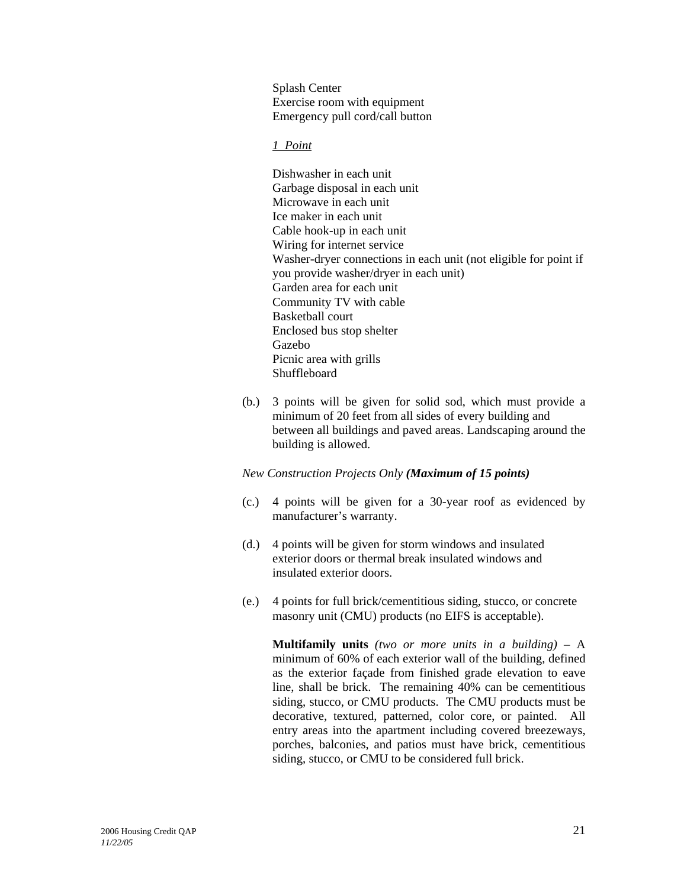Splash Center
Exercise room with equipment
Emergency pull cord/call button

*1 Point*

Dishwasher in each unit
Garbage disposal in each unit
Microwave in each unit
Ice maker in each unit
Cable hook-up in each unit
Wiring for internet service
Washer-dryer connections in each unit (not eligible for point if you provide washer/dryer in each unit)
Garden area for each unit
Community TV with cable
Basketball court
Enclosed bus stop shelter
Gazebo
Picnic area with grills
Shuffleboard

(b.) 3 points will be given for solid sod, which must provide a minimum of 20 feet from all sides of every building and between all buildings and paved areas. Landscaping around the building is allowed.

*New Construction Projects Only* ***(Maximum of 15 points)***

(c.) 4 points will be given for a 30-year roof as evidenced by manufacturer's warranty.

(d.) 4 points will be given for storm windows and insulated exterior doors or thermal break insulated windows and insulated exterior doors.

(e.) 4 points for full brick/cementitious siding, stucco, or concrete masonry unit (CMU) products (no EIFS is acceptable).

**Multifamily units** *(two or more units in a building)* – A minimum of 60% of each exterior wall of the building, defined as the exterior façade from finished grade elevation to eave line, shall be brick. The remaining 40% can be cementitious siding, stucco, or CMU products. The CMU products must be decorative, textured, patterned, color core, or painted. All entry areas into the apartment including covered breezeways, porches, balconies, and patios must have brick, cementitious siding, stucco, or CMU to be considered full brick.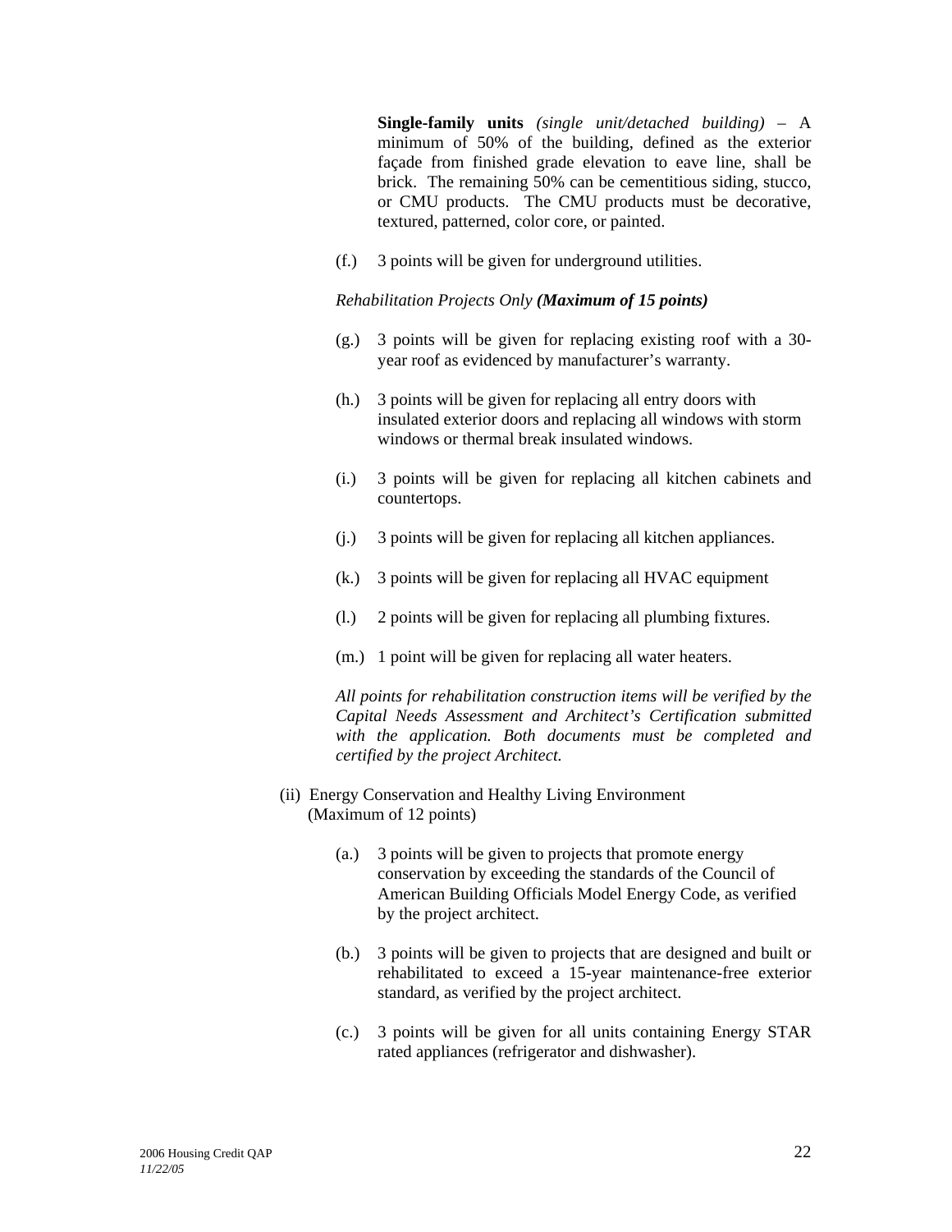**Single-family units** *(single unit/detached building)* – A minimum of 50% of the building, defined as the exterior façade from finished grade elevation to eave line, shall be brick. The remaining 50% can be cementitious siding, stucco, or CMU products. The CMU products must be decorative, textured, patterned, color core, or painted.

(f.) 3 points will be given for underground utilities.

*Rehabilitation Projects Only* ***(Maximum of 15 points)***

(g.) 3 points will be given for replacing existing roof with a 30-year roof as evidenced by manufacturer's warranty.

(h.) 3 points will be given for replacing all entry doors with insulated exterior doors and replacing all windows with storm windows or thermal break insulated windows.

(i.) 3 points will be given for replacing all kitchen cabinets and countertops.

(j.) 3 points will be given for replacing all kitchen appliances.

(k.) 3 points will be given for replacing all HVAC equipment

(l.) 2 points will be given for replacing all plumbing fixtures.

(m.) 1 point will be given for replacing all water heaters.

*All points for rehabilitation construction items will be verified by the Capital Needs Assessment and Architect's Certification submitted with the application. Both documents must be completed and certified by the project Architect.*

(ii) Energy Conservation and Healthy Living Environment (Maximum of 12 points)

(a.) 3 points will be given to projects that promote energy conservation by exceeding the standards of the Council of American Building Officials Model Energy Code, as verified by the project architect.

(b.) 3 points will be given to projects that are designed and built or rehabilitated to exceed a 15-year maintenance-free exterior standard, as verified by the project architect.

(c.) 3 points will be given for all units containing Energy STAR rated appliances (refrigerator and dishwasher).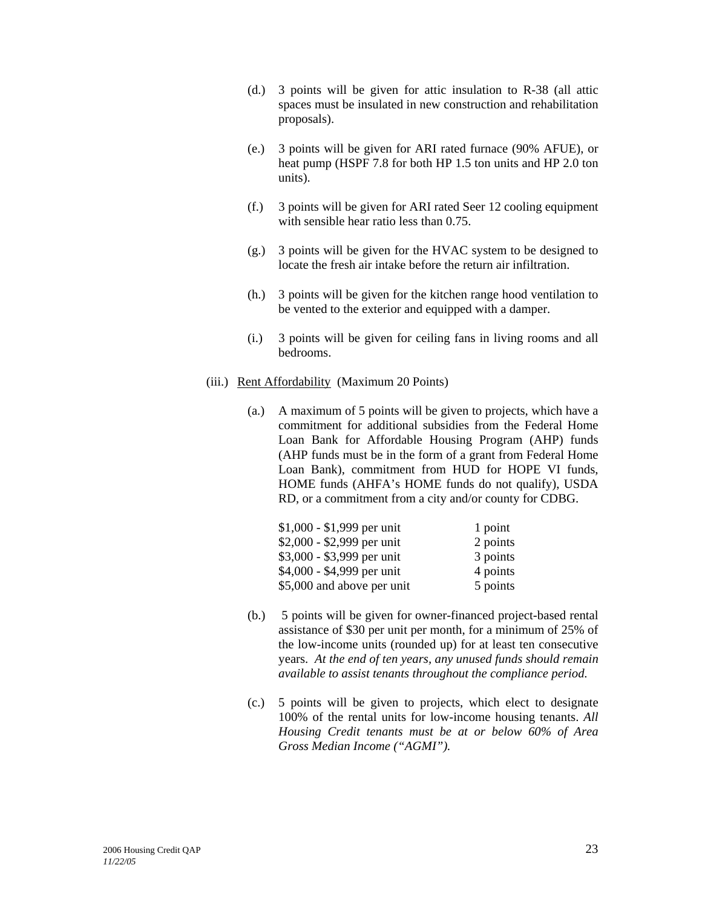(d.) 3 points will be given for attic insulation to R-38 (all attic spaces must be insulated in new construction and rehabilitation proposals).

(e.) 3 points will be given for ARI rated furnace (90% AFUE), or heat pump (HSPF 7.8 for both HP 1.5 ton units and HP 2.0 ton units).

(f.) 3 points will be given for ARI rated Seer 12 cooling equipment with sensible hear ratio less than 0.75.

(g.) 3 points will be given for the HVAC system to be designed to locate the fresh air intake before the return air infiltration.

(h.) 3 points will be given for the kitchen range hood ventilation to be vented to the exterior and equipped with a damper.

(i.) 3 points will be given for ceiling fans in living rooms and all bedrooms.

(iii.) Rent Affordability (Maximum 20 Points)

(a.) A maximum of 5 points will be given to projects, which have a commitment for additional subsidies from the Federal Home Loan Bank for Affordable Housing Program (AHP) funds (AHP funds must be in the form of a grant from Federal Home Loan Bank), commitment from HUD for HOPE VI funds, HOME funds (AHFA's HOME funds do not qualify), USDA RD, or a commitment from a city and/or county for CDBG.

| | |
|---|---|
| $1,000 - $1,999 per unit | 1 point |
| $2,000 - $2,999 per unit | 2 points |
| $3,000 - $3,999 per unit | 3 points |
| $4,000 - $4,999 per unit | 4 points |
| $5,000 and above per unit | 5 points |

(b.) 5 points will be given for owner-financed project-based rental assistance of $30 per unit per month, for a minimum of 25% of the low-income units (rounded up) for at least ten consecutive years. *At the end of ten years, any unused funds should remain available to assist tenants throughout the compliance period.*

(c.) 5 points will be given to projects, which elect to designate 100% of the rental units for low-income housing tenants. *All Housing Credit tenants must be at or below 60% of Area Gross Median Income ("AGMI").*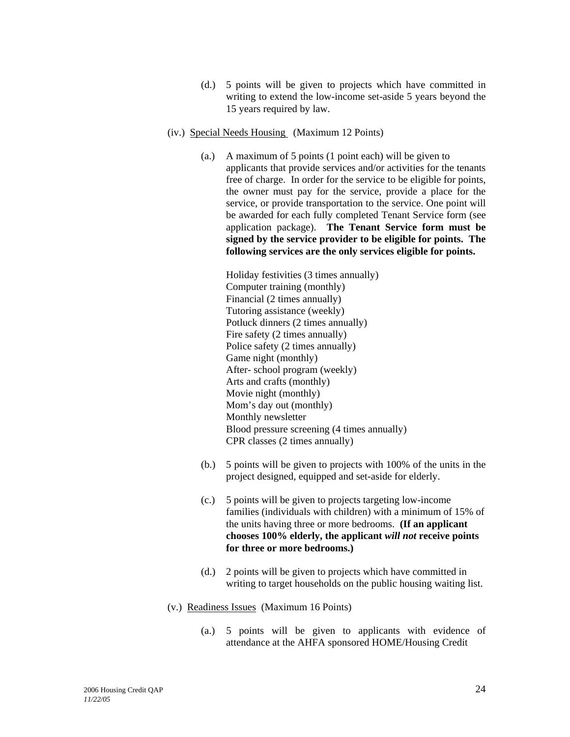(d.) 5 points will be given to projects which have committed in writing to extend the low-income set-aside 5 years beyond the 15 years required by law.

(iv.) Special Needs Housing (Maximum 12 Points)

(a.) A maximum of 5 points (1 point each) will be given to applicants that provide services and/or activities for the tenants free of charge. In order for the service to be eligible for points, the owner must pay for the service, provide a place for the service, or provide transportation to the service. One point will be awarded for each fully completed Tenant Service form (see application package). **The Tenant Service form must be signed by the service provider to be eligible for points. The following services are the only services eligible for points.**

Holiday festivities (3 times annually)
Computer training (monthly)
Financial (2 times annually)
Tutoring assistance (weekly)
Potluck dinners (2 times annually)
Fire safety (2 times annually)
Police safety (2 times annually)
Game night (monthly)
After- school program (weekly)
Arts and crafts (monthly)
Movie night (monthly)
Mom's day out (monthly)
Monthly newsletter
Blood pressure screening (4 times annually)
CPR classes (2 times annually)

(b.) 5 points will be given to projects with 100% of the units in the project designed, equipped and set-aside for elderly.

(c.) 5 points will be given to projects targeting low-income families (individuals with children) with a minimum of 15% of the units having three or more bedrooms. **(If an applicant chooses 100% elderly, the applicant *will not* receive points for three or more bedrooms.)**

(d.) 2 points will be given to projects which have committed in writing to target households on the public housing waiting list.

(v.) Readiness Issues (Maximum 16 Points)

(a.) 5 points will be given to applicants with evidence of attendance at the AHFA sponsored HOME/Housing Credit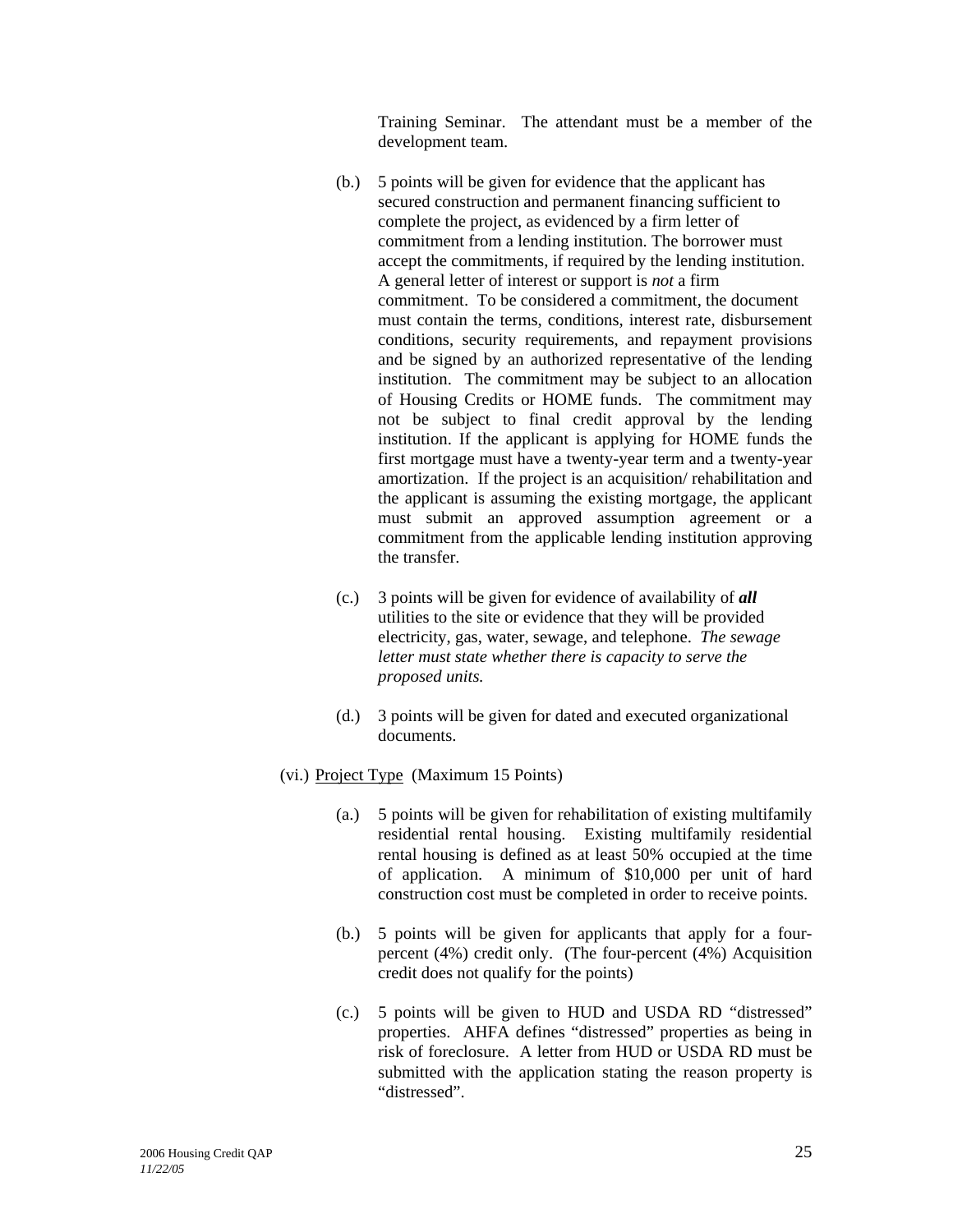Training Seminar. The attendant must be a member of the development team.

(b.) 5 points will be given for evidence that the applicant has secured construction and permanent financing sufficient to complete the project, as evidenced by a firm letter of commitment from a lending institution. The borrower must accept the commitments, if required by the lending institution. A general letter of interest or support is *not* a firm commitment. To be considered a commitment, the document must contain the terms, conditions, interest rate, disbursement conditions, security requirements, and repayment provisions and be signed by an authorized representative of the lending institution. The commitment may be subject to an allocation of Housing Credits or HOME funds. The commitment may not be subject to final credit approval by the lending institution. If the applicant is applying for HOME funds the first mortgage must have a twenty-year term and a twenty-year amortization. If the project is an acquisition/ rehabilitation and the applicant is assuming the existing mortgage, the applicant must submit an approved assumption agreement or a commitment from the applicable lending institution approving the transfer.

(c.) 3 points will be given for evidence of availability of ***all*** utilities to the site or evidence that they will be provided electricity, gas, water, sewage, and telephone. *The sewage letter must state whether there is capacity to serve the proposed units.*

(d.) 3 points will be given for dated and executed organizational documents.

(vi.) Project Type (Maximum 15 Points)

(a.) 5 points will be given for rehabilitation of existing multifamily residential rental housing. Existing multifamily residential rental housing is defined as at least 50% occupied at the time of application. A minimum of $10,000 per unit of hard construction cost must be completed in order to receive points.

(b.) 5 points will be given for applicants that apply for a four-percent (4%) credit only. (The four-percent (4%) Acquisition credit does not qualify for the points)

(c.) 5 points will be given to HUD and USDA RD "distressed" properties. AHFA defines "distressed" properties as being in risk of foreclosure. A letter from HUD or USDA RD must be submitted with the application stating the reason property is "distressed".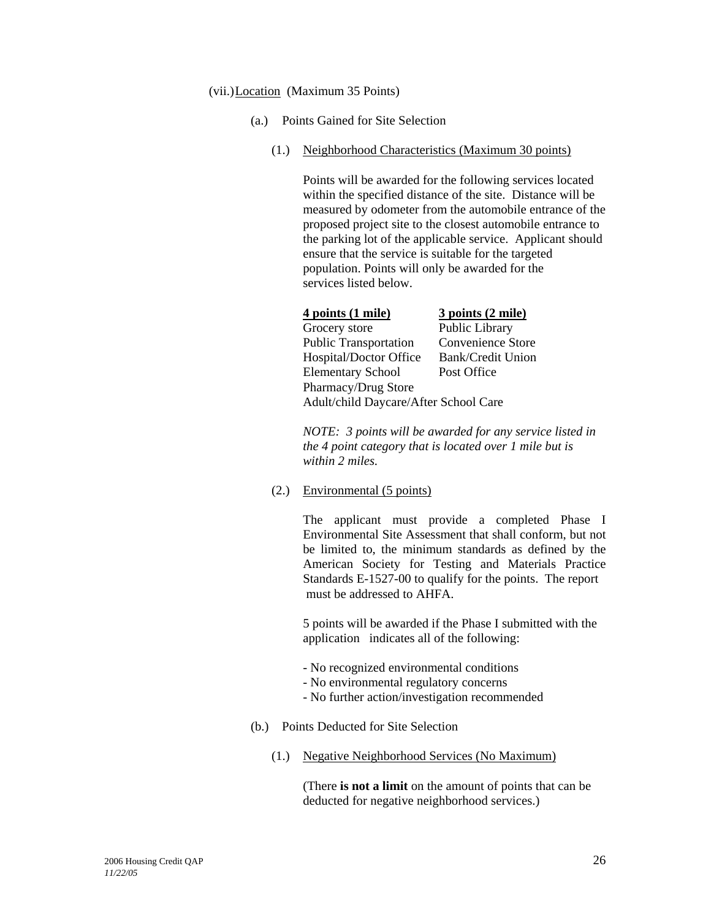(vii.) <u>Location</u> (Maximum 35 Points)

(a.) Points Gained for Site Selection

(1.) <u>Neighborhood Characteristics (Maximum 30 points)</u>

Points will be awarded for the following services located within the specified distance of the site. Distance will be measured by odometer from the automobile entrance of the proposed project site to the closest automobile entrance to the parking lot of the applicable service. Applicant should ensure that the service is suitable for the targeted population. Points will only be awarded for the services listed below.

| **4 points (1 mile)** | **3 points (2 mile)** |
|---|---|
| Grocery store | Public Library |
| Public Transportation | Convenience Store |
| Hospital/Doctor Office | Bank/Credit Union |
| Elementary School | Post Office |
| Pharmacy/Drug Store | |
| Adult/child Daycare/After School Care | |

*NOTE: 3 points will be awarded for any service listed in the 4 point category that is located over 1 mile but is within 2 miles.*

(2.) <u>Environmental (5 points)</u>

The applicant must provide a completed Phase I Environmental Site Assessment that shall conform, but not be limited to, the minimum standards as defined by the American Society for Testing and Materials Practice Standards E-1527-00 to qualify for the points. The report must be addressed to AHFA.

5 points will be awarded if the Phase I submitted with the application indicates all of the following:

- No recognized environmental conditions
- No environmental regulatory concerns
- No further action/investigation recommended

(b.) Points Deducted for Site Selection

(1.) <u>Negative Neighborhood Services (No Maximum)</u>

(There **is not a limit** on the amount of points that can be deducted for negative neighborhood services.)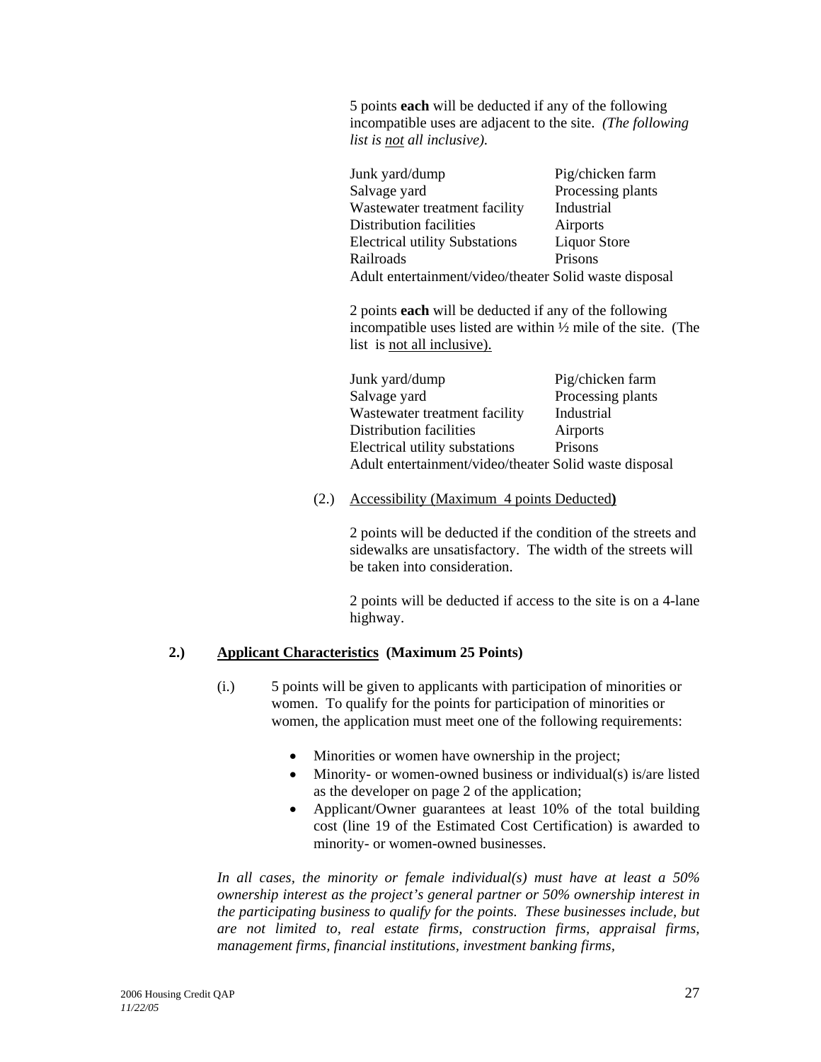5 points **each** will be deducted if any of the following incompatible uses are adjacent to the site. *(The following list is* *not* *all inclusive).*

| | |
|---|---|
| Junk yard/dump | Pig/chicken farm |
| Salvage yard | Processing plants |
| Wastewater treatment facility | Industrial |
| Distribution facilities | Airports |
| Electrical utility Substations | Liquor Store |
| Railroads | Prisons |
| Adult entertainment/video/theater | Solid waste disposal |

2 points **each** will be deducted if any of the following incompatible uses listed are within ½ mile of the site. (The list is not all inclusive).

| | |
|---|---|
| Junk yard/dump | Pig/chicken farm |
| Salvage yard | Processing plants |
| Wastewater treatment facility | Industrial |
| Distribution facilities | Airports |
| Electrical utility substations | Prisons |
| Adult entertainment/video/theater | Solid waste disposal |

(2.) Accessibility (Maximum 4 points Deducted**)**

2 points will be deducted if the condition of the streets and sidewalks are unsatisfactory. The width of the streets will be taken into consideration.

2 points will be deducted if access to the site is on a 4-lane highway.

**2.) Applicant Characteristics (Maximum 25 Points)**

(i.) 5 points will be given to applicants with participation of minorities or women. To qualify for the points for participation of minorities or women, the application must meet one of the following requirements:

- Minorities or women have ownership in the project;
- Minority- or women-owned business or individual(s) is/are listed as the developer on page 2 of the application;
- Applicant/Owner guarantees at least 10% of the total building cost (line 19 of the Estimated Cost Certification) is awarded to minority- or women-owned businesses.

*In all cases, the minority or female individual(s) must have at least a 50% ownership interest as the project's general partner or 50% ownership interest in the participating business to qualify for the points. These businesses include, but are not limited to, real estate firms, construction firms, appraisal firms, management firms, financial institutions, investment banking firms,*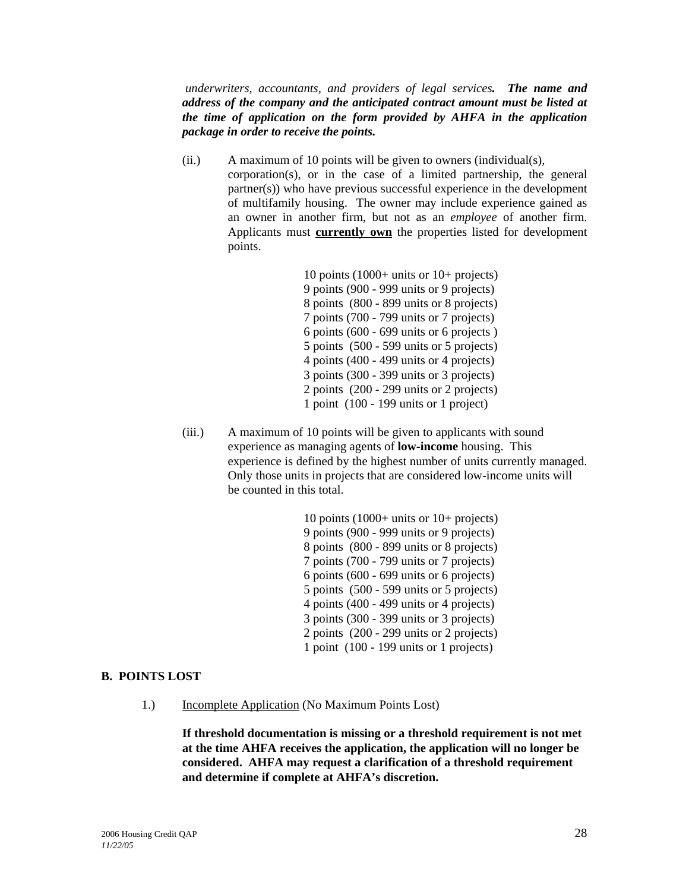*underwriters, accountants, and providers of legal services.* ***The name and address of the company and the anticipated contract amount must be listed at the time of application on the form provided by AHFA in the application package in order to receive the points.***

(ii.) A maximum of 10 points will be given to owners (individual(s), corporation(s), or in the case of a limited partnership, the general partner(s)) who have previous successful experience in the development of multifamily housing. The owner may include experience gained as an owner in another firm, but not as an *employee* of another firm. Applicants must **currently own** the properties listed for development points.

10 points (1000+ units or 10+ projects)
9 points (900 - 999 units or 9 projects)
8 points (800 - 899 units or 8 projects)
7 points (700 - 799 units or 7 projects)
6 points (600 - 699 units or 6 projects )
5 points (500 - 599 units or 5 projects)
4 points (400 - 499 units or 4 projects)
3 points (300 - 399 units or 3 projects)
2 points (200 - 299 units or 2 projects)
1 point (100 - 199 units or 1 project)

(iii.) A maximum of 10 points will be given to applicants with sound experience as managing agents of **low-income** housing. This experience is defined by the highest number of units currently managed. Only those units in projects that are considered low-income units will be counted in this total.

10 points (1000+ units or 10+ projects)
9 points (900 - 999 units or 9 projects)
8 points (800 - 899 units or 8 projects)
7 points (700 - 799 units or 7 projects)
6 points (600 - 699 units or 6 projects)
5 points (500 - 599 units or 5 projects)
4 points (400 - 499 units or 4 projects)
3 points (300 - 399 units or 3 projects)
2 points (200 - 299 units or 2 projects)
1 point (100 - 199 units or 1 projects)

## B. POINTS LOST

1.) Incomplete Application (No Maximum Points Lost)

**If threshold documentation is missing or a threshold requirement is not met at the time AHFA receives the application, the application will no longer be considered. AHFA may request a clarification of a threshold requirement and determine if complete at AHFA's discretion.**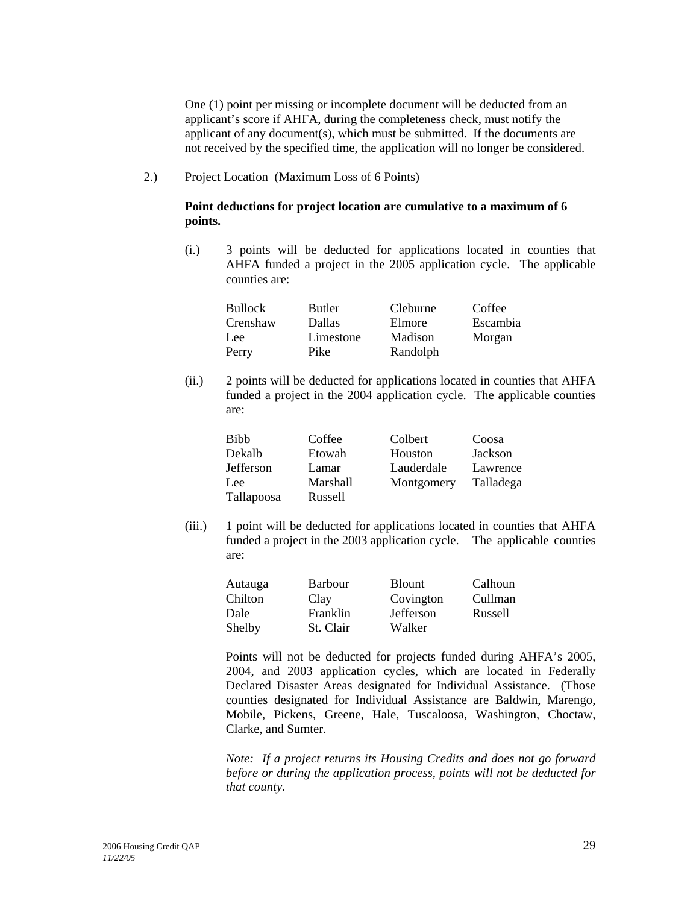One (1) point per missing or incomplete document will be deducted from an applicant's score if AHFA, during the completeness check, must notify the applicant of any document(s), which must be submitted. If the documents are not received by the specified time, the application will no longer be considered.

2.) Project Location (Maximum Loss of 6 Points)

**Point deductions for project location are cumulative to a maximum of 6 points.**

(i.) 3 points will be deducted for applications located in counties that AHFA funded a project in the 2005 application cycle. The applicable counties are:

| | | | |
|---|---|---|---|
| Bullock | Butler | Cleburne | Coffee |
| Crenshaw | Dallas | Elmore | Escambia |
| Lee | Limestone | Madison | Morgan |
| Perry | Pike | Randolph | |

(ii.) 2 points will be deducted for applications located in counties that AHFA funded a project in the 2004 application cycle. The applicable counties are:

| | | | |
|---|---|---|---|
| Bibb | Coffee | Colbert | Coosa |
| Dekalb | Etowah | Houston | Jackson |
| Jefferson | Lamar | Lauderdale | Lawrence |
| Lee | Marshall | Montgomery | Talladega |
| Tallapoosa | Russell | | |

(iii.) 1 point will be deducted for applications located in counties that AHFA funded a project in the 2003 application cycle. The applicable counties are:

| | | | |
|---|---|---|---|
| Autauga | Barbour | Blount | Calhoun |
| Chilton | Clay | Covington | Cullman |
| Dale | Franklin | Jefferson | Russell |
| Shelby | St. Clair | Walker | |

Points will not be deducted for projects funded during AHFA's 2005, 2004, and 2003 application cycles, which are located in Federally Declared Disaster Areas designated for Individual Assistance. (Those counties designated for Individual Assistance are Baldwin, Marengo, Mobile, Pickens, Greene, Hale, Tuscaloosa, Washington, Choctaw, Clarke, and Sumter.

*Note: If a project returns its Housing Credits and does not go forward before or during the application process, points will not be deducted for that county.*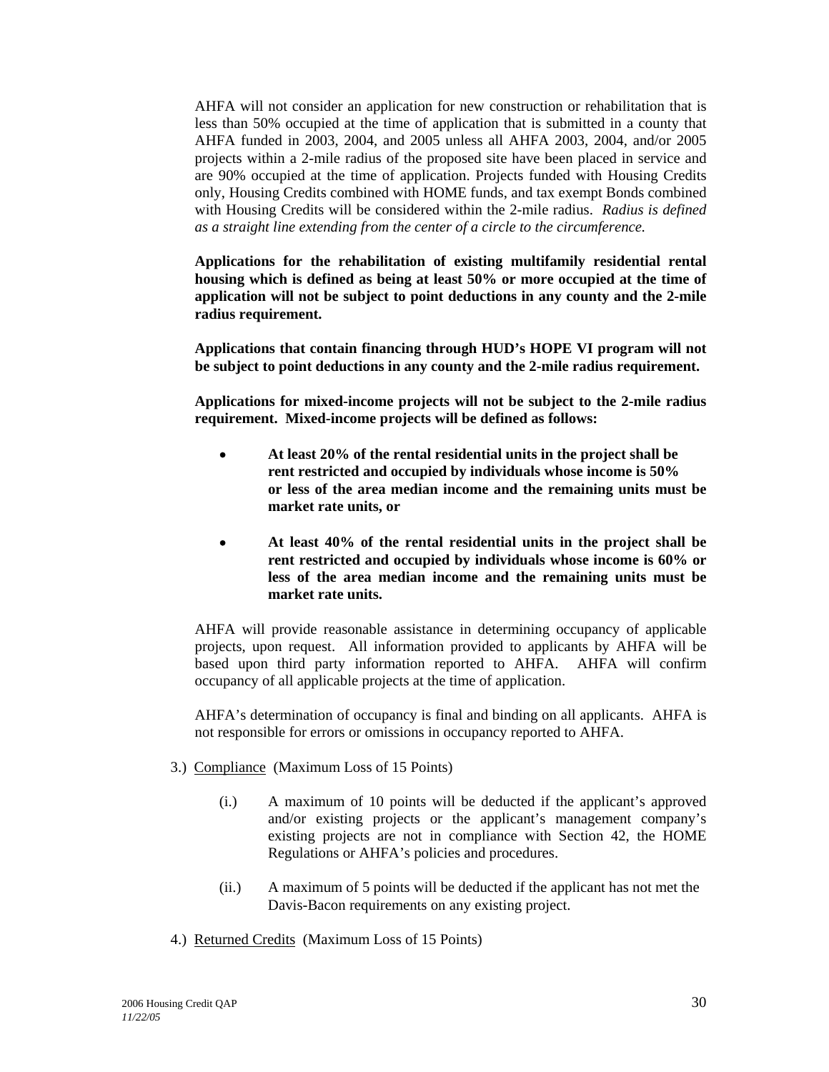AHFA will not consider an application for new construction or rehabilitation that is less than 50% occupied at the time of application that is submitted in a county that AHFA funded in 2003, 2004, and 2005 unless all AHFA 2003, 2004, and/or 2005 projects within a 2-mile radius of the proposed site have been placed in service and are 90% occupied at the time of application. Projects funded with Housing Credits only, Housing Credits combined with HOME funds, and tax exempt Bonds combined with Housing Credits will be considered within the 2-mile radius. *Radius is defined as a straight line extending from the center of a circle to the circumference.*

**Applications for the rehabilitation of existing multifamily residential rental housing which is defined as being at least 50% or more occupied at the time of application will not be subject to point deductions in any county and the 2-mile radius requirement.**

**Applications that contain financing through HUD's HOPE VI program will not be subject to point deductions in any county and the 2-mile radius requirement.**

**Applications for mixed-income projects will not be subject to the 2-mile radius requirement. Mixed-income projects will be defined as follows:**

- **At least 20% of the rental residential units in the project shall be rent restricted and occupied by individuals whose income is 50% or less of the area median income and the remaining units must be market rate units, or**
- **At least 40% of the rental residential units in the project shall be rent restricted and occupied by individuals whose income is 60% or less of the area median income and the remaining units must be market rate units.**

AHFA will provide reasonable assistance in determining occupancy of applicable projects, upon request. All information provided to applicants by AHFA will be based upon third party information reported to AHFA. AHFA will confirm occupancy of all applicable projects at the time of application.

AHFA's determination of occupancy is final and binding on all applicants. AHFA is not responsible for errors or omissions in occupancy reported to AHFA.

3.) Compliance (Maximum Loss of 15 Points)

(i.) A maximum of 10 points will be deducted if the applicant's approved and/or existing projects or the applicant's management company's existing projects are not in compliance with Section 42, the HOME Regulations or AHFA's policies and procedures.

(ii.) A maximum of 5 points will be deducted if the applicant has not met the Davis-Bacon requirements on any existing project.

4.) Returned Credits (Maximum Loss of 15 Points)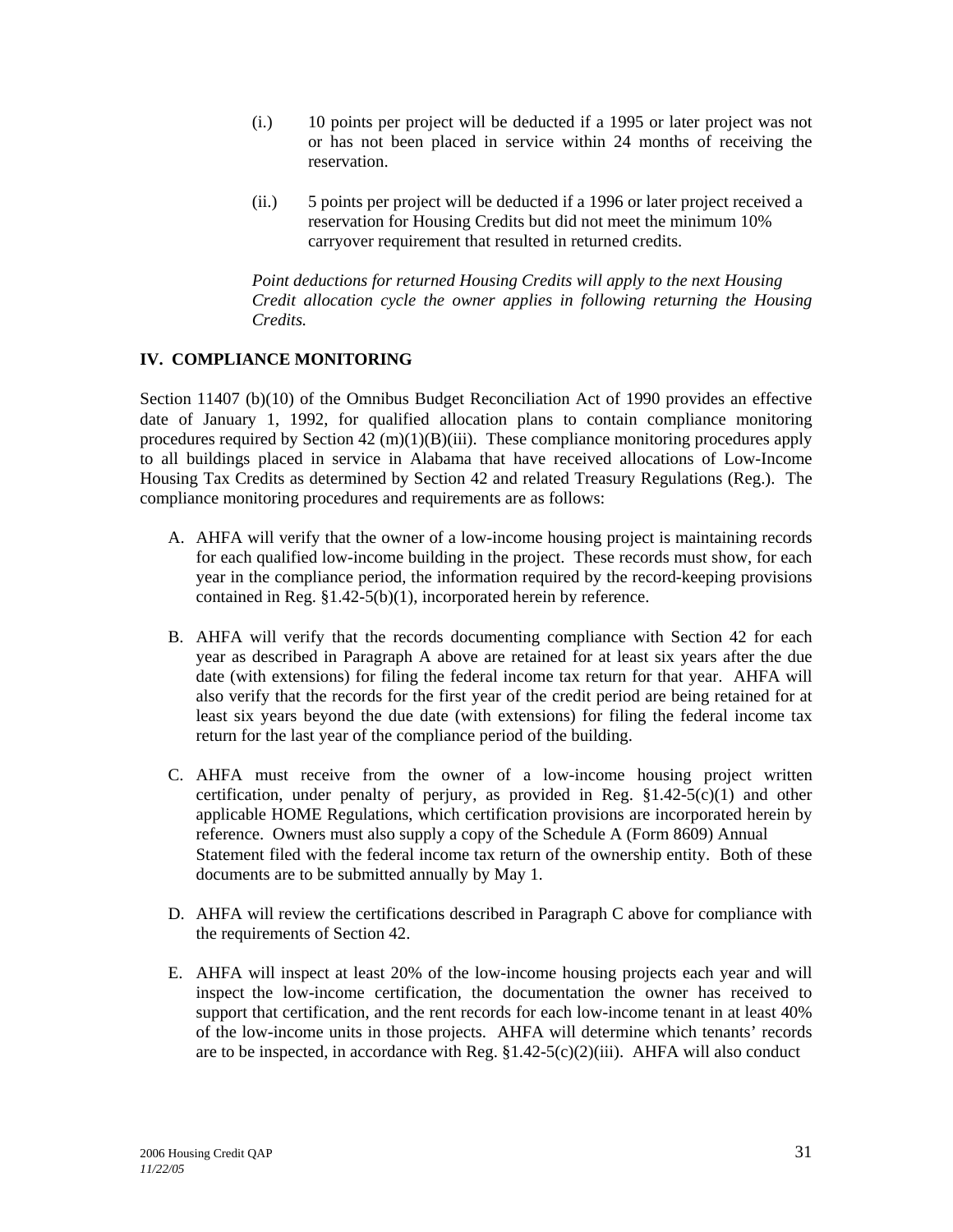(i.) 10 points per project will be deducted if a 1995 or later project was not or has not been placed in service within 24 months of receiving the reservation.

(ii.) 5 points per project will be deducted if a 1996 or later project received a reservation for Housing Credits but did not meet the minimum 10% carryover requirement that resulted in returned credits.

*Point deductions for returned Housing Credits will apply to the next Housing Credit allocation cycle the owner applies in following returning the Housing Credits.*

## IV. COMPLIANCE MONITORING

Section 11407 (b)(10) of the Omnibus Budget Reconciliation Act of 1990 provides an effective date of January 1, 1992, for qualified allocation plans to contain compliance monitoring procedures required by Section 42 (m)(1)(B)(iii). These compliance monitoring procedures apply to all buildings placed in service in Alabama that have received allocations of Low-Income Housing Tax Credits as determined by Section 42 and related Treasury Regulations (Reg.). The compliance monitoring procedures and requirements are as follows:

A. AHFA will verify that the owner of a low-income housing project is maintaining records for each qualified low-income building in the project. These records must show, for each year in the compliance period, the information required by the record-keeping provisions contained in Reg. §1.42-5(b)(1), incorporated herein by reference.

B. AHFA will verify that the records documenting compliance with Section 42 for each year as described in Paragraph A above are retained for at least six years after the due date (with extensions) for filing the federal income tax return for that year. AHFA will also verify that the records for the first year of the credit period are being retained for at least six years beyond the due date (with extensions) for filing the federal income tax return for the last year of the compliance period of the building.

C. AHFA must receive from the owner of a low-income housing project written certification, under penalty of perjury, as provided in Reg. §1.42-5(c)(1) and other applicable HOME Regulations, which certification provisions are incorporated herein by reference. Owners must also supply a copy of the Schedule A (Form 8609) Annual Statement filed with the federal income tax return of the ownership entity. Both of these documents are to be submitted annually by May 1.

D. AHFA will review the certifications described in Paragraph C above for compliance with the requirements of Section 42.

E. AHFA will inspect at least 20% of the low-income housing projects each year and will inspect the low-income certification, the documentation the owner has received to support that certification, and the rent records for each low-income tenant in at least 40% of the low-income units in those projects. AHFA will determine which tenants' records are to be inspected, in accordance with Reg. §1.42-5(c)(2)(iii). AHFA will also conduct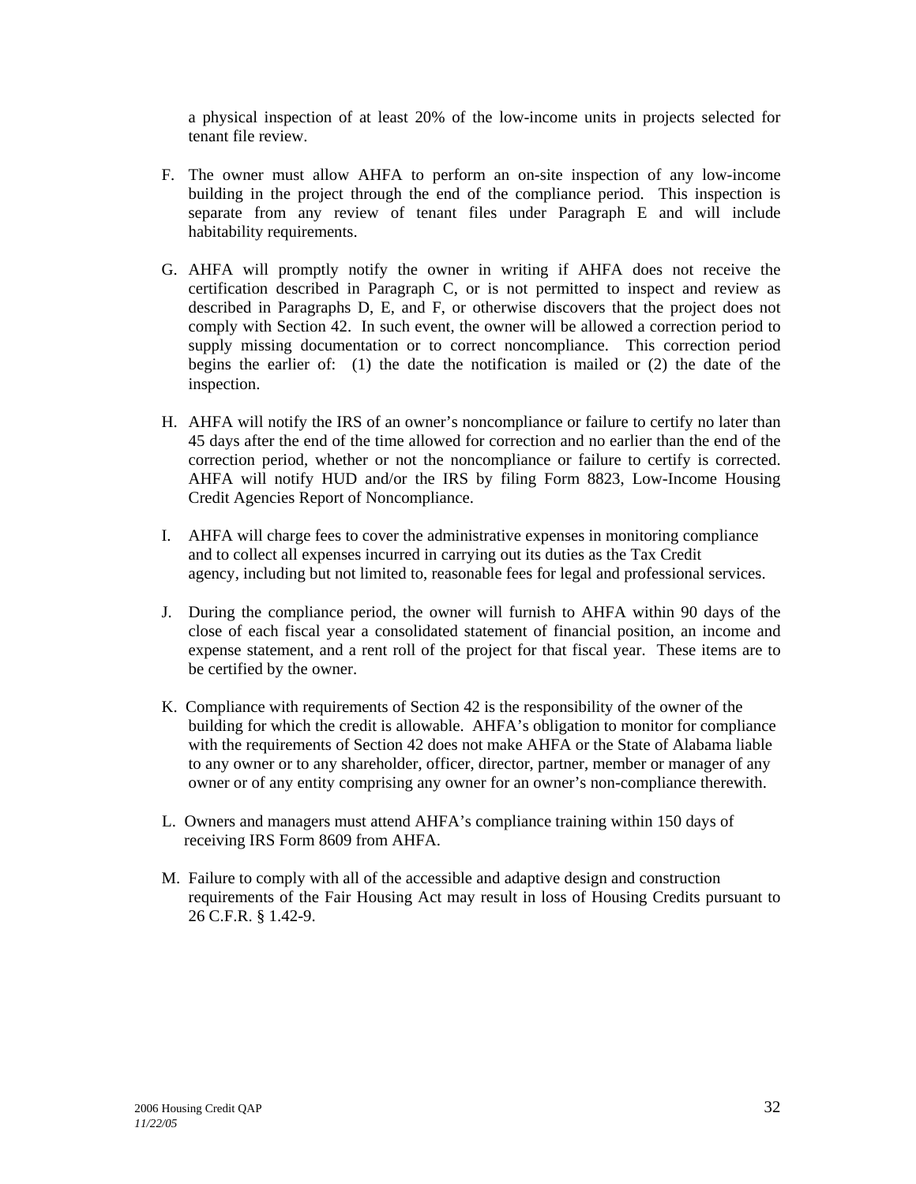a physical inspection of at least 20% of the low-income units in projects selected for tenant file review.

F. The owner must allow AHFA to perform an on-site inspection of any low-income building in the project through the end of the compliance period. This inspection is separate from any review of tenant files under Paragraph E and will include habitability requirements.

G. AHFA will promptly notify the owner in writing if AHFA does not receive the certification described in Paragraph C, or is not permitted to inspect and review as described in Paragraphs D, E, and F, or otherwise discovers that the project does not comply with Section 42. In such event, the owner will be allowed a correction period to supply missing documentation or to correct noncompliance. This correction period begins the earlier of: (1) the date the notification is mailed or (2) the date of the inspection.

H. AHFA will notify the IRS of an owner's noncompliance or failure to certify no later than 45 days after the end of the time allowed for correction and no earlier than the end of the correction period, whether or not the noncompliance or failure to certify is corrected. AHFA will notify HUD and/or the IRS by filing Form 8823, Low-Income Housing Credit Agencies Report of Noncompliance.

I. AHFA will charge fees to cover the administrative expenses in monitoring compliance and to collect all expenses incurred in carrying out its duties as the Tax Credit agency, including but not limited to, reasonable fees for legal and professional services.

J. During the compliance period, the owner will furnish to AHFA within 90 days of the close of each fiscal year a consolidated statement of financial position, an income and expense statement, and a rent roll of the project for that fiscal year. These items are to be certified by the owner.

K. Compliance with requirements of Section 42 is the responsibility of the owner of the building for which the credit is allowable. AHFA's obligation to monitor for compliance with the requirements of Section 42 does not make AHFA or the State of Alabama liable to any owner or to any shareholder, officer, director, partner, member or manager of any owner or of any entity comprising any owner for an owner's non-compliance therewith.

L. Owners and managers must attend AHFA's compliance training within 150 days of receiving IRS Form 8609 from AHFA.

M. Failure to comply with all of the accessible and adaptive design and construction requirements of the Fair Housing Act may result in loss of Housing Credits pursuant to 26 C.F.R. § 1.42-9.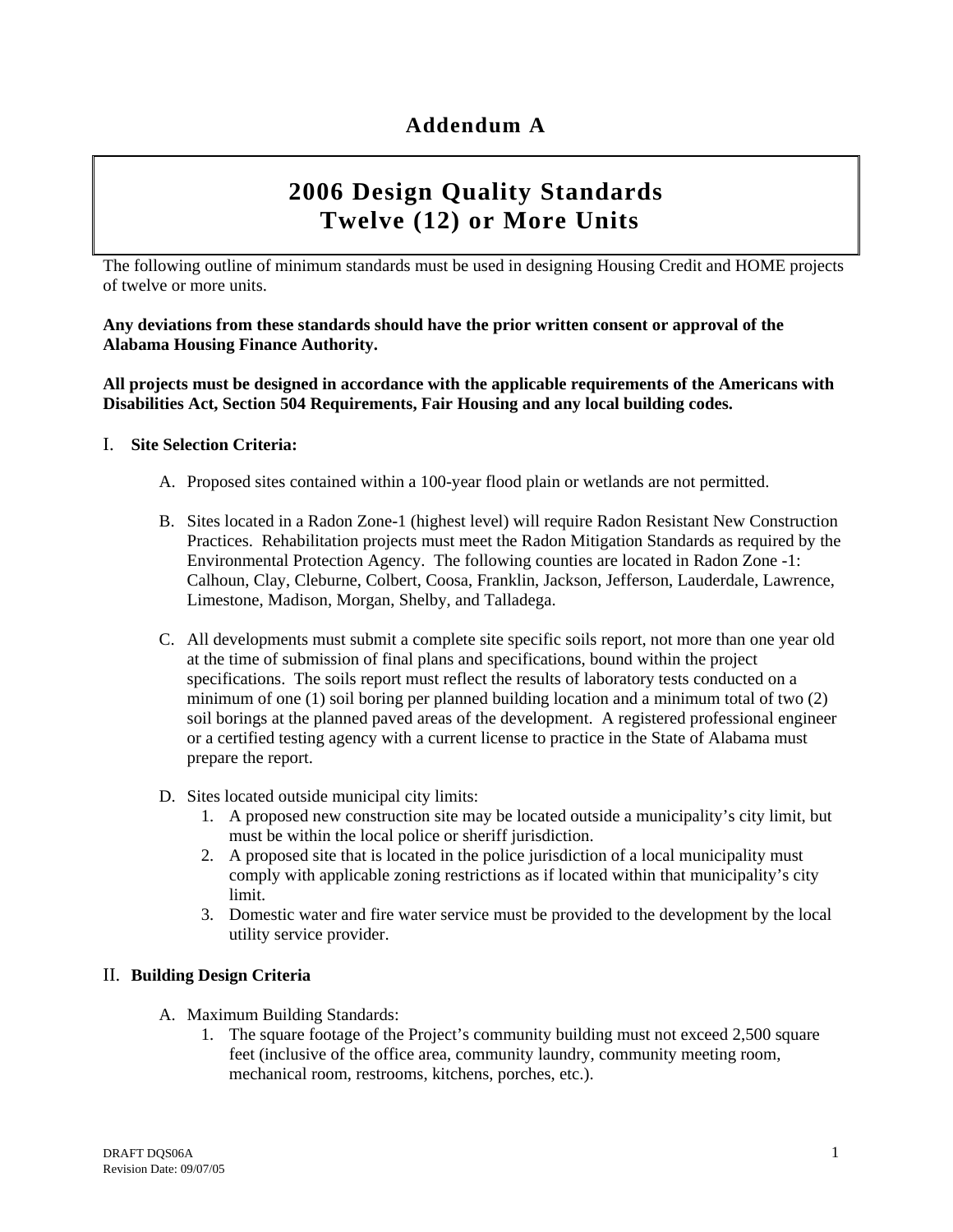# Addendum A

## 2006 Design Quality Standards
## Twelve (12) or More Units

The following outline of minimum standards must be used in designing Housing Credit and HOME projects of twelve or more units.

**Any deviations from these standards should have the prior written consent or approval of the Alabama Housing Finance Authority.**

**All projects must be designed in accordance with the applicable requirements of the Americans with Disabilities Act, Section 504 Requirements, Fair Housing and any local building codes.**

I. **Site Selection Criteria:**

A. Proposed sites contained within a 100-year flood plain or wetlands are not permitted.

B. Sites located in a Radon Zone-1 (highest level) will require Radon Resistant New Construction Practices. Rehabilitation projects must meet the Radon Mitigation Standards as required by the Environmental Protection Agency. The following counties are located in Radon Zone -1: Calhoun, Clay, Cleburne, Colbert, Coosa, Franklin, Jackson, Jefferson, Lauderdale, Lawrence, Limestone, Madison, Morgan, Shelby, and Talladega.

C. All developments must submit a complete site specific soils report, not more than one year old at the time of submission of final plans and specifications, bound within the project specifications. The soils report must reflect the results of laboratory tests conducted on a minimum of one (1) soil boring per planned building location and a minimum total of two (2) soil borings at the planned paved areas of the development. A registered professional engineer or a certified testing agency with a current license to practice in the State of Alabama must prepare the report.

D. Sites located outside municipal city limits:
   1. A proposed new construction site may be located outside a municipality's city limit, but must be within the local police or sheriff jurisdiction.
   2. A proposed site that is located in the police jurisdiction of a local municipality must comply with applicable zoning restrictions as if located within that municipality's city limit.
   3. Domestic water and fire water service must be provided to the development by the local utility service provider.

II. **Building Design Criteria**

A. Maximum Building Standards:
   1. The square footage of the Project's community building must not exceed 2,500 square feet (inclusive of the office area, community laundry, community meeting room, mechanical room, restrooms, kitchens, porches, etc.).

DRAFT DQS06A
Revision Date: 09/07/05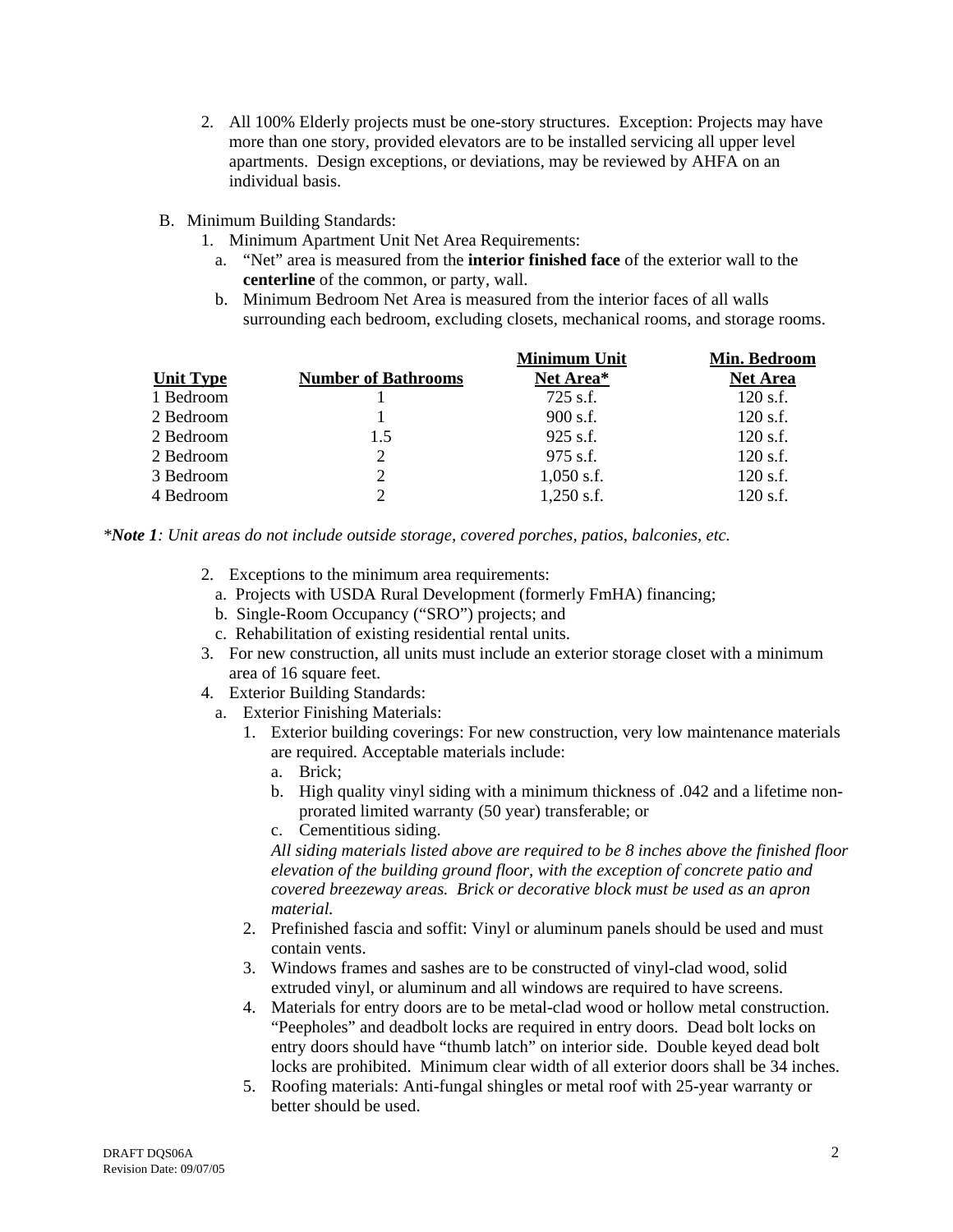2. All 100% Elderly projects must be one-story structures. Exception: Projects may have more than one story, provided elevators are to be installed servicing all upper level apartments. Design exceptions, or deviations, may be reviewed by AHFA on an individual basis.

B. Minimum Building Standards:

1. Minimum Apartment Unit Net Area Requirements:
   a. "Net" area is measured from the **interior finished face** of the exterior wall to the **centerline** of the common, or party, wall.
   b. Minimum Bedroom Net Area is measured from the interior faces of all walls surrounding each bedroom, excluding closets, mechanical rooms, and storage rooms.

| Unit Type | Number of Bathrooms | Minimum Unit Net Area* | Min. Bedroom Net Area |
|---|---|---|---|
| 1 Bedroom | 1 | 725 s.f. | 120 s.f. |
| 2 Bedroom | 1 | 900 s.f. | 120 s.f. |
| 2 Bedroom | 1.5 | 925 s.f. | 120 s.f. |
| 2 Bedroom | 2 | 975 s.f. | 120 s.f. |
| 3 Bedroom | 2 | 1,050 s.f. | 120 s.f. |
| 4 Bedroom | 2 | 1,250 s.f. | 120 s.f. |

**Note 1**: *Unit areas do not include outside storage, covered porches, patios, balconies, etc.*

2. Exceptions to the minimum area requirements:
   a. Projects with USDA Rural Development (formerly FmHA) financing;
   b. Single-Room Occupancy ("SRO") projects; and
   c. Rehabilitation of existing residential rental units.
3. For new construction, all units must include an exterior storage closet with a minimum area of 16 square feet.
4. Exterior Building Standards:
   a. Exterior Finishing Materials:
      1. Exterior building coverings: For new construction, very low maintenance materials are required. Acceptable materials include:
         a. Brick;
         b. High quality vinyl siding with a minimum thickness of .042 and a lifetime non-prorated limited warranty (50 year) transferable; or
         c. Cementitious siding.

         *All siding materials listed above are required to be 8 inches above the finished floor elevation of the building ground floor, with the exception of concrete patio and covered breezeway areas. Brick or decorative block must be used as an apron material.*
      2. Prefinished fascia and soffit: Vinyl or aluminum panels should be used and must contain vents.
      3. Windows frames and sashes are to be constructed of vinyl-clad wood, solid extruded vinyl, or aluminum and all windows are required to have screens.
      4. Materials for entry doors are to be metal-clad wood or hollow metal construction. "Peepholes" and deadbolt locks are required in entry doors. Dead bolt locks on entry doors should have "thumb latch" on interior side. Double keyed dead bolt locks are prohibited. Minimum clear width of all exterior doors shall be 34 inches.
      5. Roofing materials: Anti-fungal shingles or metal roof with 25-year warranty or better should be used.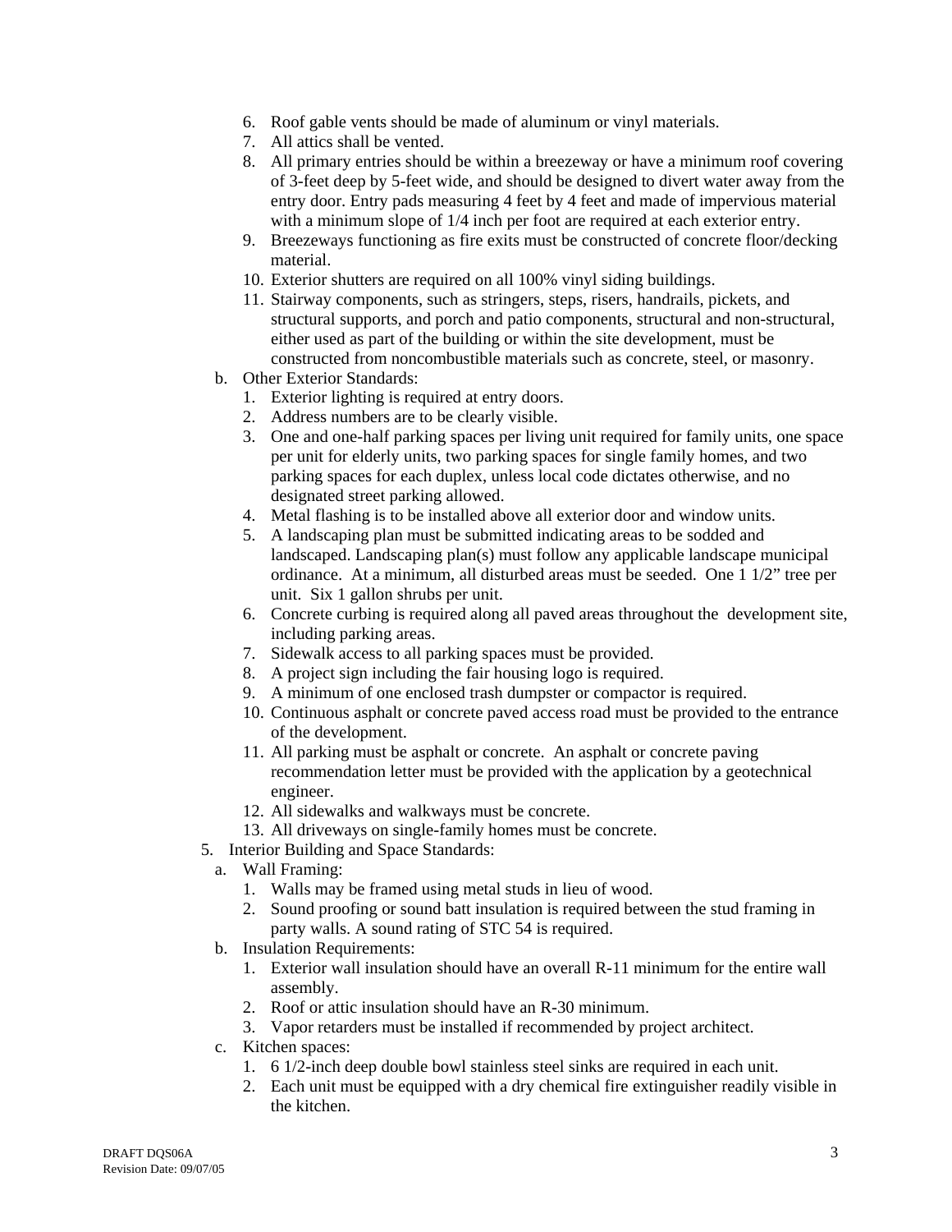6. Roof gable vents should be made of aluminum or vinyl materials.
7. All attics shall be vented.
8. All primary entries should be within a breezeway or have a minimum roof covering of 3-feet deep by 5-feet wide, and should be designed to divert water away from the entry door. Entry pads measuring 4 feet by 4 feet and made of impervious material with a minimum slope of 1/4 inch per foot are required at each exterior entry.
9. Breezeways functioning as fire exits must be constructed of concrete floor/decking material.
10. Exterior shutters are required on all 100% vinyl siding buildings.
11. Stairway components, such as stringers, steps, risers, handrails, pickets, and structural supports, and porch and patio components, structural and non-structural, either used as part of the building or within the site development, must be constructed from noncombustible materials such as concrete, steel, or masonry.

b. Other Exterior Standards:

1. Exterior lighting is required at entry doors.
2. Address numbers are to be clearly visible.
3. One and one-half parking spaces per living unit required for family units, one space per unit for elderly units, two parking spaces for single family homes, and two parking spaces for each duplex, unless local code dictates otherwise, and no designated street parking allowed.
4. Metal flashing is to be installed above all exterior door and window units.
5. A landscaping plan must be submitted indicating areas to be sodded and landscaped. Landscaping plan(s) must follow any applicable landscape municipal ordinance. At a minimum, all disturbed areas must be seeded. One 1 1/2" tree per unit. Six 1 gallon shrubs per unit.
6. Concrete curbing is required along all paved areas throughout the development site, including parking areas.
7. Sidewalk access to all parking spaces must be provided.
8. A project sign including the fair housing logo is required.
9. A minimum of one enclosed trash dumpster or compactor is required.
10. Continuous asphalt or concrete paved access road must be provided to the entrance of the development.
11. All parking must be asphalt or concrete. An asphalt or concrete paving recommendation letter must be provided with the application by a geotechnical engineer.
12. All sidewalks and walkways must be concrete.
13. All driveways on single-family homes must be concrete.

5. Interior Building and Space Standards:

a. Wall Framing:

1. Walls may be framed using metal studs in lieu of wood.
2. Sound proofing or sound batt insulation is required between the stud framing in party walls. A sound rating of STC 54 is required.

b. Insulation Requirements:

1. Exterior wall insulation should have an overall R-11 minimum for the entire wall assembly.
2. Roof or attic insulation should have an R-30 minimum.
3. Vapor retarders must be installed if recommended by project architect.

c. Kitchen spaces:

1. 6 1/2-inch deep double bowl stainless steel sinks are required in each unit.
2. Each unit must be equipped with a dry chemical fire extinguisher readily visible in the kitchen.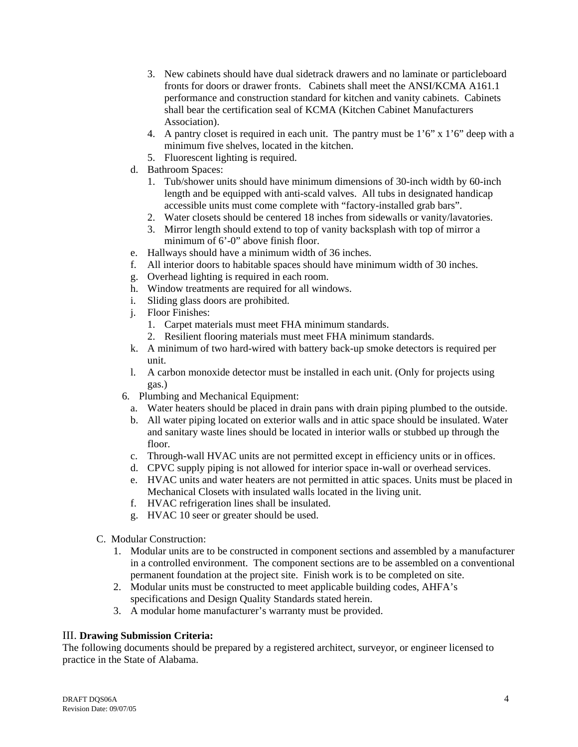3. New cabinets should have dual sidetrack drawers and no laminate or particleboard fronts for doors or drawer fronts. Cabinets shall meet the ANSI/KCMA A161.1 performance and construction standard for kitchen and vanity cabinets. Cabinets shall bear the certification seal of KCMA (Kitchen Cabinet Manufacturers Association).
4. A pantry closet is required in each unit. The pantry must be 1'6" x 1'6" deep with a minimum five shelves, located in the kitchen.
5. Fluorescent lighting is required.

d. Bathroom Spaces:
   1. Tub/shower units should have minimum dimensions of 30-inch width by 60-inch length and be equipped with anti-scald valves. All tubs in designated handicap accessible units must come complete with "factory-installed grab bars".
   2. Water closets should be centered 18 inches from sidewalls or vanity/lavatories.
   3. Mirror length should extend to top of vanity backsplash with top of mirror a minimum of 6'-0" above finish floor.

e. Hallways should have a minimum width of 36 inches.

f. All interior doors to habitable spaces should have minimum width of 30 inches.

g. Overhead lighting is required in each room.

h. Window treatments are required for all windows.

i. Sliding glass doors are prohibited.

j. Floor Finishes:
   1. Carpet materials must meet FHA minimum standards.
   2. Resilient flooring materials must meet FHA minimum standards.

k. A minimum of two hard-wired with battery back-up smoke detectors is required per unit.

l. A carbon monoxide detector must be installed in each unit. (Only for projects using gas.)

6. Plumbing and Mechanical Equipment:
   a. Water heaters should be placed in drain pans with drain piping plumbed to the outside.
   b. All water piping located on exterior walls and in attic space should be insulated. Water and sanitary waste lines should be located in interior walls or stubbed up through the floor.
   c. Through-wall HVAC units are not permitted except in efficiency units or in offices.
   d. CPVC supply piping is not allowed for interior space in-wall or overhead services.
   e. HVAC units and water heaters are not permitted in attic spaces. Units must be placed in Mechanical Closets with insulated walls located in the living unit.
   f. HVAC refrigeration lines shall be insulated.
   g. HVAC 10 seer or greater should be used.

C. Modular Construction:
   1. Modular units are to be constructed in component sections and assembled by a manufacturer in a controlled environment. The component sections are to be assembled on a conventional permanent foundation at the project site. Finish work is to be completed on site.
   2. Modular units must be constructed to meet applicable building codes, AHFA's specifications and Design Quality Standards stated herein.
   3. A modular home manufacturer's warranty must be provided.

III. **Drawing Submission Criteria:**

The following documents should be prepared by a registered architect, surveyor, or engineer licensed to practice in the State of Alabama.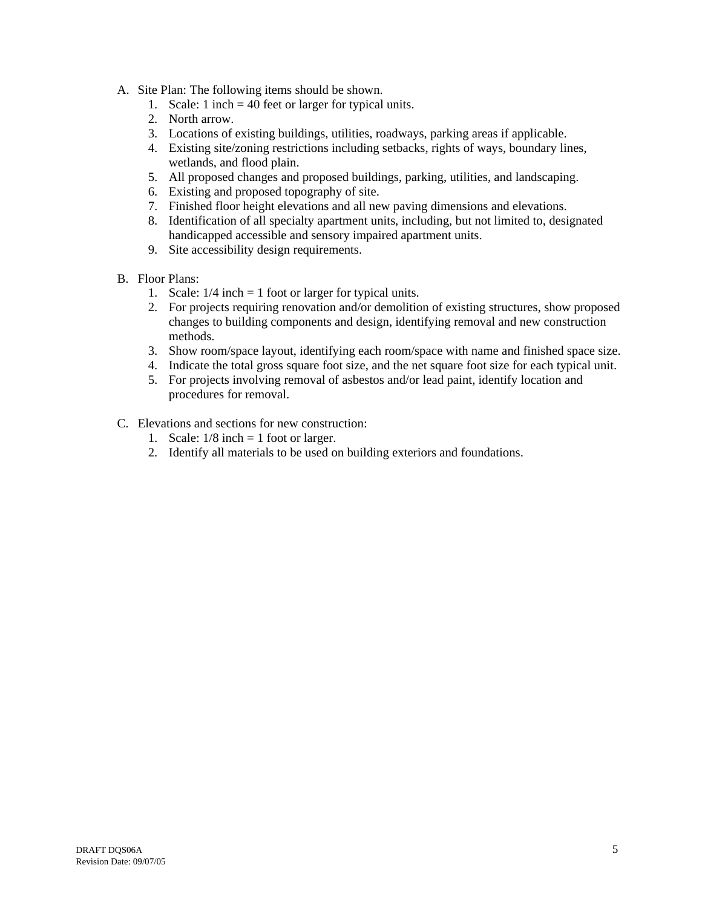A. Site Plan: The following items should be shown.
   1. Scale: 1 inch = 40 feet or larger for typical units.
   2. North arrow.
   3. Locations of existing buildings, utilities, roadways, parking areas if applicable.
   4. Existing site/zoning restrictions including setbacks, rights of ways, boundary lines, wetlands, and flood plain.
   5. All proposed changes and proposed buildings, parking, utilities, and landscaping.
   6. Existing and proposed topography of site.
   7. Finished floor height elevations and all new paving dimensions and elevations.
   8. Identification of all specialty apartment units, including, but not limited to, designated handicapped accessible and sensory impaired apartment units.
   9. Site accessibility design requirements.

B. Floor Plans:
   1. Scale: 1/4 inch = 1 foot or larger for typical units.
   2. For projects requiring renovation and/or demolition of existing structures, show proposed changes to building components and design, identifying removal and new construction methods.
   3. Show room/space layout, identifying each room/space with name and finished space size.
   4. Indicate the total gross square foot size, and the net square foot size for each typical unit.
   5. For projects involving removal of asbestos and/or lead paint, identify location and procedures for removal.

C. Elevations and sections for new construction:
   1. Scale: 1/8 inch = 1 foot or larger.
   2. Identify all materials to be used on building exteriors and foundations.